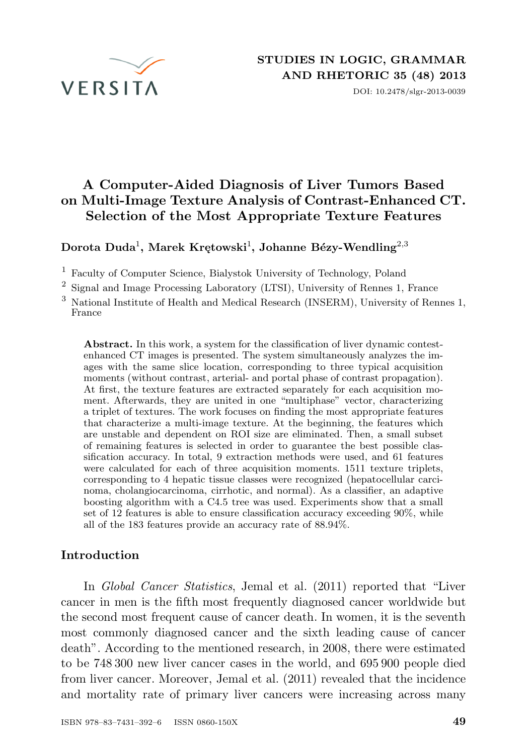STUDIES IN LOGIC, GRAMMAR AND RHETORIC 35 (48) 2013

DOI: 10.2478/slgr-2013-0039

# A Computer-Aided Diagnosis of Liver Tumors Based on Multi-Image Texture Analysis of Contrast-Enhanced CT. Selection of the Most Appropriate Texture Features

**Dorota Duda[1], Marek Krętowski[1], Johanne Bézy-Wendling[2,3]**

[1] Faculty of Computer Science, Bialystok University of Technology, Poland

[2] Signal and Image Processing Laboratory (LTSI), University of Rennes 1, France

[3] National Institute of Health and Medical Research (INSERM), University of Rennes 1, France

**Abstract.** In this work, a system for the classification of liver dynamic contest-enhanced CT images is presented. The system simultaneously analyzes the images with the same slice location, corresponding to three typical acquisition moments (without contrast, arterial- and portal phase of contrast propagation). At first, the texture features are extracted separately for each acquisition moment. Afterwards, they are united in one "multiphase" vector, characterizing a triplet of textures. The work focuses on finding the most appropriate features that characterize a multi-image texture. At the beginning, the features which are unstable and dependent on ROI size are eliminated. Then, a small subset of remaining features is selected in order to guarantee the best possible classification accuracy. In total, 9 extraction methods were used, and 61 features were calculated for each of three acquisition moments. 1511 texture triplets, corresponding to 4 hepatic tissue classes were recognized (hepatocellular carcinoma, cholangiocarcinoma, cirrhotic, and normal). As a classifier, an adaptive boosting algorithm with a C4.5 tree was used. Experiments show that a small set of 12 features is able to ensure classification accuracy exceeding 90%, while all of the 183 features provide an accuracy rate of 88.94%.

## Introduction

In *Global Cancer Statistics*, Jemal et al. (2011) reported that "Liver cancer in men is the fifth most frequently diagnosed cancer worldwide but the second most frequent cause of cancer death. In women, it is the seventh most commonly diagnosed cancer and the sixth leading cause of cancer death". According to the mentioned research, in 2008, there were estimated to be 748 300 new liver cancer cases in the world, and 695 900 people died from liver cancer. Moreover, Jemal et al. (2011) revealed that the incidence and mortality rate of primary liver cancers were increasing across many

ISBN 978–83–7431–392–6 ISSN 0860-150X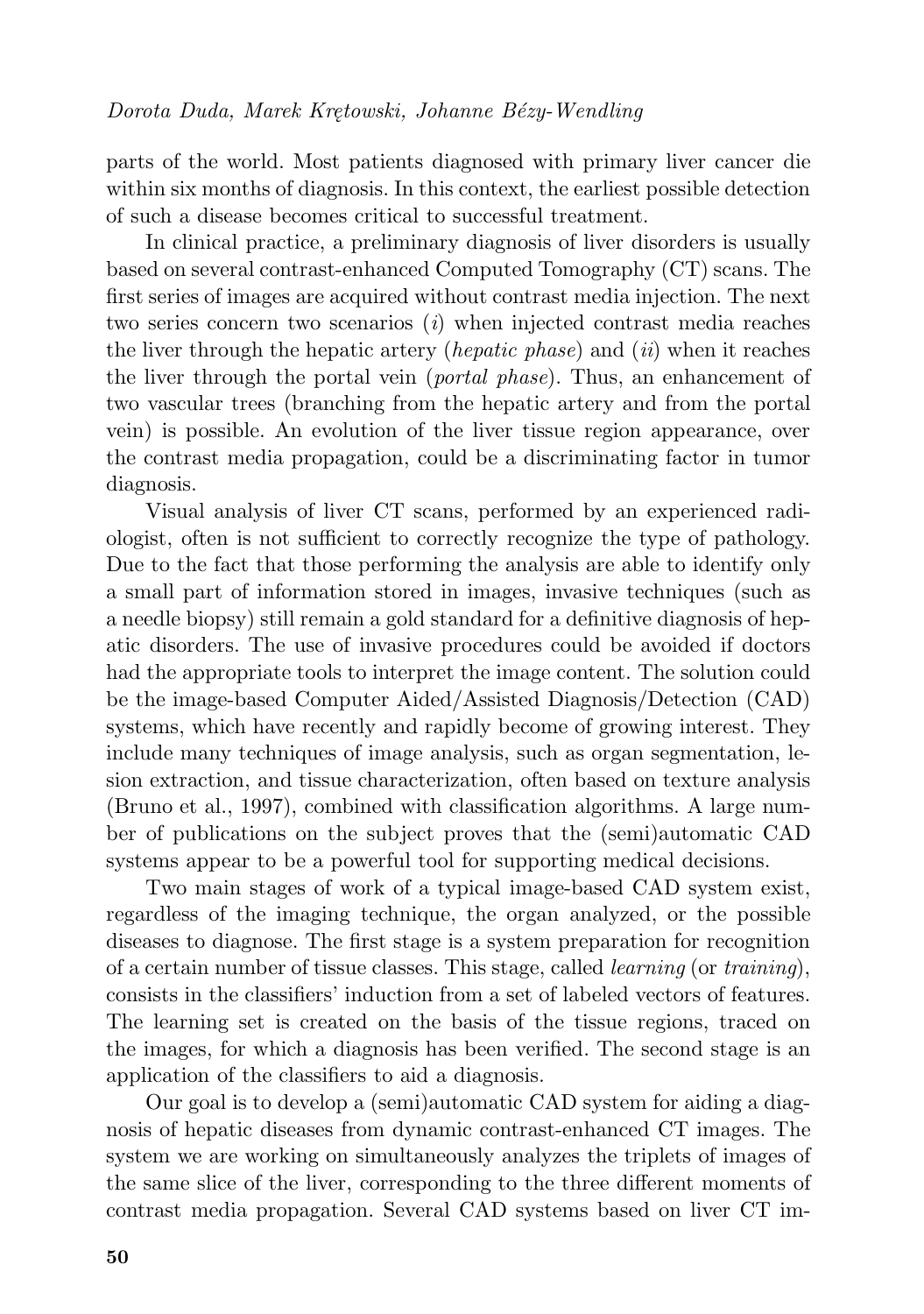parts of the world. Most patients diagnosed with primary liver cancer die within six months of diagnosis. In this context, the earliest possible detection of such a disease becomes critical to successful treatment.

In clinical practice, a preliminary diagnosis of liver disorders is usually based on several contrast-enhanced Computed Tomography (CT) scans. The first series of images are acquired without contrast media injection. The next two series concern two scenarios (*i*) when injected contrast media reaches the liver through the hepatic artery (*hepatic phase*) and (*ii*) when it reaches the liver through the portal vein (*portal phase*). Thus, an enhancement of two vascular trees (branching from the hepatic artery and from the portal vein) is possible. An evolution of the liver tissue region appearance, over the contrast media propagation, could be a discriminating factor in tumor diagnosis.

Visual analysis of liver CT scans, performed by an experienced radiologist, often is not sufficient to correctly recognize the type of pathology. Due to the fact that those performing the analysis are able to identify only a small part of information stored in images, invasive techniques (such as a needle biopsy) still remain a gold standard for a definitive diagnosis of hepatic disorders. The use of invasive procedures could be avoided if doctors had the appropriate tools to interpret the image content. The solution could be the image-based Computer Aided/Assisted Diagnosis/Detection (CAD) systems, which have recently and rapidly become of growing interest. They include many techniques of image analysis, such as organ segmentation, lesion extraction, and tissue characterization, often based on texture analysis (Bruno et al., 1997), combined with classification algorithms. A large number of publications on the subject proves that the (semi)automatic CAD systems appear to be a powerful tool for supporting medical decisions.

Two main stages of work of a typical image-based CAD system exist, regardless of the imaging technique, the organ analyzed, or the possible diseases to diagnose. The first stage is a system preparation for recognition of a certain number of tissue classes. This stage, called *learning* (or *training*), consists in the classifiers' induction from a set of labeled vectors of features. The learning set is created on the basis of the tissue regions, traced on the images, for which a diagnosis has been verified. The second stage is an application of the classifiers to aid a diagnosis.

Our goal is to develop a (semi)automatic CAD system for aiding a diagnosis of hepatic diseases from dynamic contrast-enhanced CT images. The system we are working on simultaneously analyzes the triplets of images of the same slice of the liver, corresponding to the three different moments of contrast media propagation. Several CAD systems based on liver CT im-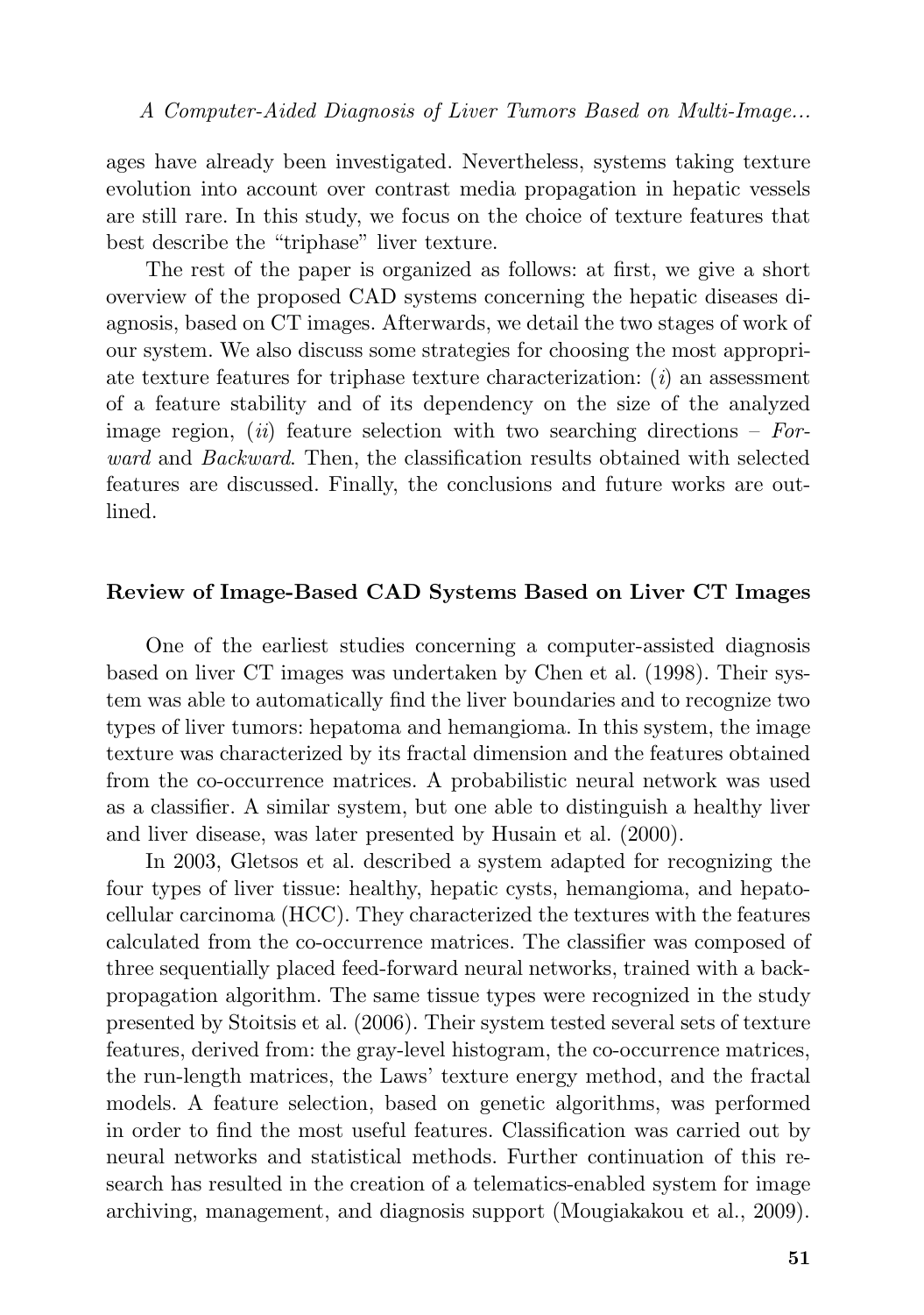ages have already been investigated. Nevertheless, systems taking texture evolution into account over contrast media propagation in hepatic vessels are still rare. In this study, we focus on the choice of texture features that best describe the "triphase" liver texture.

The rest of the paper is organized as follows: at first, we give a short overview of the proposed CAD systems concerning the hepatic diseases diagnosis, based on CT images. Afterwards, we detail the two stages of work of our system. We also discuss some strategies for choosing the most appropriate texture features for triphase texture characterization: (*i*) an assessment of a feature stability and of its dependency on the size of the analyzed image region, (*ii*) feature selection with two searching directions – *Forward* and *Backward*. Then, the classification results obtained with selected features are discussed. Finally, the conclusions and future works are outlined.

## Review of Image-Based CAD Systems Based on Liver CT Images

One of the earliest studies concerning a computer-assisted diagnosis based on liver CT images was undertaken by Chen et al. (1998). Their system was able to automatically find the liver boundaries and to recognize two types of liver tumors: hepatoma and hemangioma. In this system, the image texture was characterized by its fractal dimension and the features obtained from the co-occurrence matrices. A probabilistic neural network was used as a classifier. A similar system, but one able to distinguish a healthy liver and liver disease, was later presented by Husain et al. (2000).

In 2003, Gletsos et al. described a system adapted for recognizing the four types of liver tissue: healthy, hepatic cysts, hemangioma, and hepatocellular carcinoma (HCC). They characterized the textures with the features calculated from the co-occurrence matrices. The classifier was composed of three sequentially placed feed-forward neural networks, trained with a backpropagation algorithm. The same tissue types were recognized in the study presented by Stoitsis et al. (2006). Their system tested several sets of texture features, derived from: the gray-level histogram, the co-occurrence matrices, the run-length matrices, the Laws' texture energy method, and the fractal models. A feature selection, based on genetic algorithms, was performed in order to find the most useful features. Classification was carried out by neural networks and statistical methods. Further continuation of this research has resulted in the creation of a telematics-enabled system for image archiving, management, and diagnosis support (Mougiakakou et al., 2009).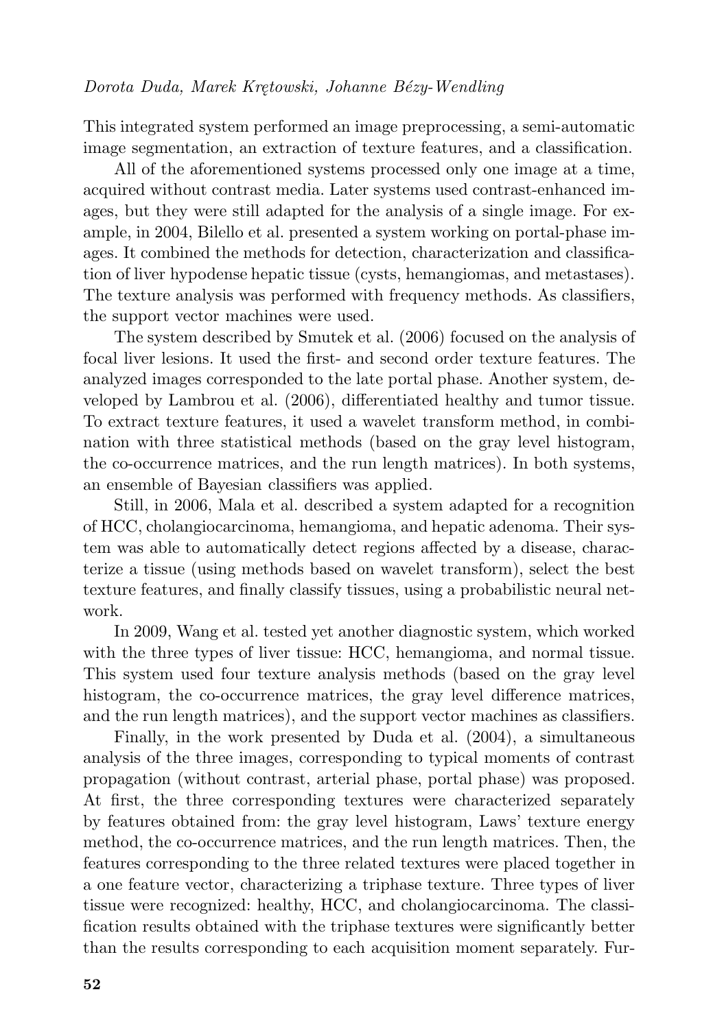This integrated system performed an image preprocessing, a semi-automatic image segmentation, an extraction of texture features, and a classification.

All of the aforementioned systems processed only one image at a time, acquired without contrast media. Later systems used contrast-enhanced images, but they were still adapted for the analysis of a single image. For example, in 2004, Bilello et al. presented a system working on portal-phase images. It combined the methods for detection, characterization and classification of liver hypodense hepatic tissue (cysts, hemangiomas, and metastases). The texture analysis was performed with frequency methods. As classifiers, the support vector machines were used.

The system described by Smutek et al. (2006) focused on the analysis of focal liver lesions. It used the first- and second order texture features. The analyzed images corresponded to the late portal phase. Another system, developed by Lambrou et al. (2006), differentiated healthy and tumor tissue. To extract texture features, it used a wavelet transform method, in combination with three statistical methods (based on the gray level histogram, the co-occurrence matrices, and the run length matrices). In both systems, an ensemble of Bayesian classifiers was applied.

Still, in 2006, Mala et al. described a system adapted for a recognition of HCC, cholangiocarcinoma, hemangioma, and hepatic adenoma. Their system was able to automatically detect regions affected by a disease, characterize a tissue (using methods based on wavelet transform), select the best texture features, and finally classify tissues, using a probabilistic neural network.

In 2009, Wang et al. tested yet another diagnostic system, which worked with the three types of liver tissue: HCC, hemangioma, and normal tissue. This system used four texture analysis methods (based on the gray level histogram, the co-occurrence matrices, the gray level difference matrices, and the run length matrices), and the support vector machines as classifiers.

Finally, in the work presented by Duda et al. (2004), a simultaneous analysis of the three images, corresponding to typical moments of contrast propagation (without contrast, arterial phase, portal phase) was proposed. At first, the three corresponding textures were characterized separately by features obtained from: the gray level histogram, Laws' texture energy method, the co-occurrence matrices, and the run length matrices. Then, the features corresponding to the three related textures were placed together in a one feature vector, characterizing a triphase texture. Three types of liver tissue were recognized: healthy, HCC, and cholangiocarcinoma. The classification results obtained with the triphase textures were significantly better than the results corresponding to each acquisition moment separately. Fur-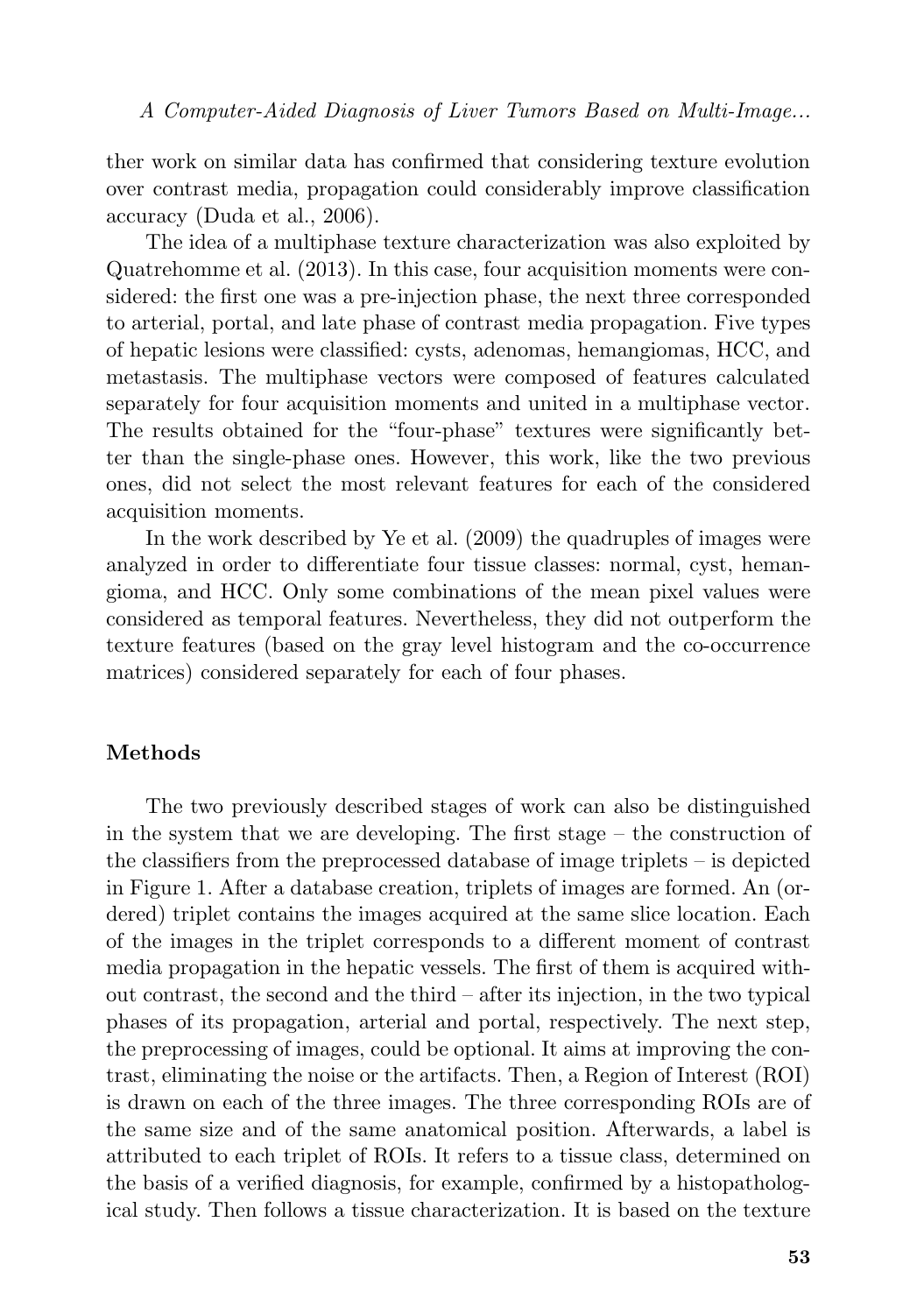ther work on similar data has confirmed that considering texture evolution over contrast media, propagation could considerably improve classification accuracy (Duda et al., 2006).

The idea of a multiphase texture characterization was also exploited by Quatrehomme et al. (2013). In this case, four acquisition moments were considered: the first one was a pre-injection phase, the next three corresponded to arterial, portal, and late phase of contrast media propagation. Five types of hepatic lesions were classified: cysts, adenomas, hemangiomas, HCC, and metastasis. The multiphase vectors were composed of features calculated separately for four acquisition moments and united in a multiphase vector. The results obtained for the "four-phase" textures were significantly better than the single-phase ones. However, this work, like the two previous ones, did not select the most relevant features for each of the considered acquisition moments.

In the work described by Ye et al. (2009) the quadruples of images were analyzed in order to differentiate four tissue classes: normal, cyst, hemangioma, and HCC. Only some combinations of the mean pixel values were considered as temporal features. Nevertheless, they did not outperform the texture features (based on the gray level histogram and the co-occurrence matrices) considered separately for each of four phases.

## Methods

The two previously described stages of work can also be distinguished in the system that we are developing. The first stage – the construction of the classifiers from the preprocessed database of image triplets – is depicted in Figure 1. After a database creation, triplets of images are formed. An (ordered) triplet contains the images acquired at the same slice location. Each of the images in the triplet corresponds to a different moment of contrast media propagation in the hepatic vessels. The first of them is acquired without contrast, the second and the third – after its injection, in the two typical phases of its propagation, arterial and portal, respectively. The next step, the preprocessing of images, could be optional. It aims at improving the contrast, eliminating the noise or the artifacts. Then, a Region of Interest (ROI) is drawn on each of the three images. The three corresponding ROIs are of the same size and of the same anatomical position. Afterwards, a label is attributed to each triplet of ROIs. It refers to a tissue class, determined on the basis of a verified diagnosis, for example, confirmed by a histopathological study. Then follows a tissue characterization. It is based on the texture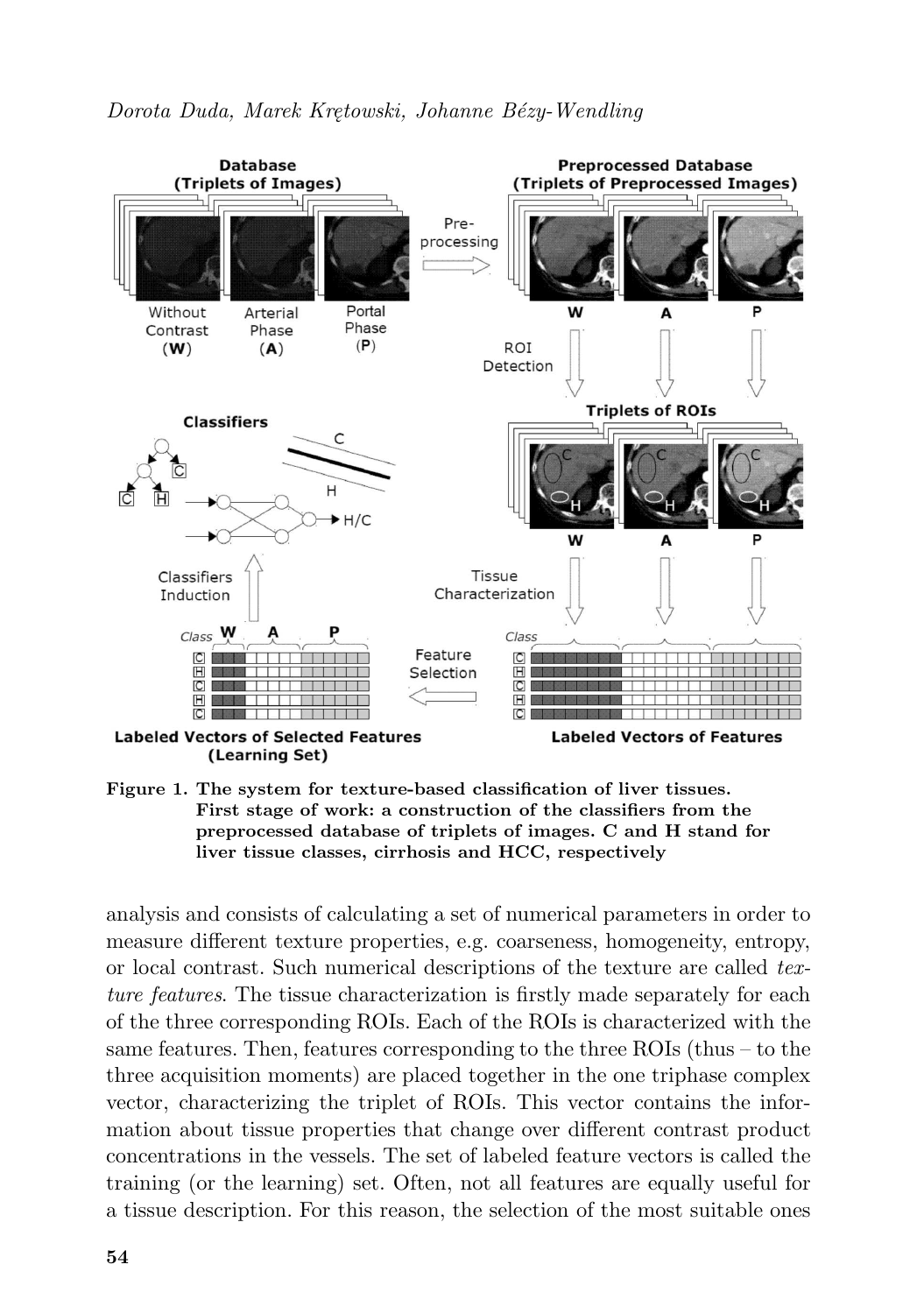Figure 1. The system for texture-based classification of liver tissues. First stage of work: a construction of the classifiers from the preprocessed database of triplets of images. C and H stand for liver tissue classes, cirrhosis and HCC, respectively

analysis and consists of calculating a set of numerical parameters in order to measure different texture properties, e.g. coarseness, homogeneity, entropy, or local contrast. Such numerical descriptions of the texture are called *texture features*. The tissue characterization is firstly made separately for each of the three corresponding ROIs. Each of the ROIs is characterized with the same features. Then, features corresponding to the three ROIs (thus – to the three acquisition moments) are placed together in the one triphase complex vector, characterizing the triplet of ROIs. This vector contains the information about tissue properties that change over different contrast product concentrations in the vessels. The set of labeled feature vectors is called the training (or the learning) set. Often, not all features are equally useful for a tissue description. For this reason, the selection of the most suitable ones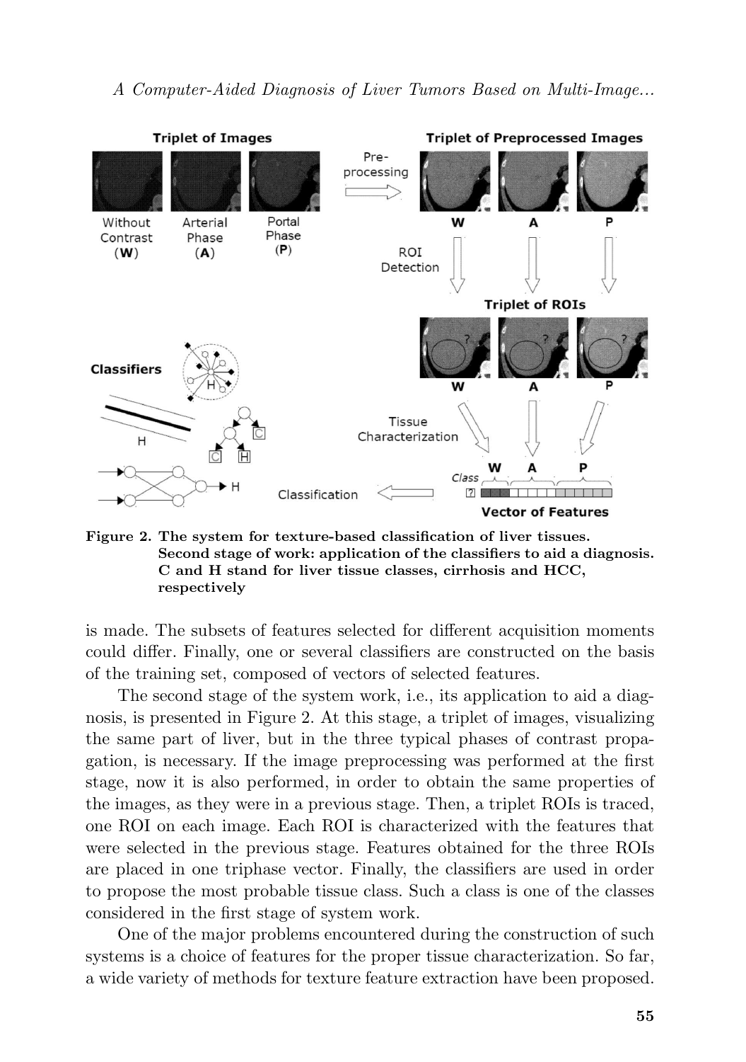Figure 2. The system for texture-based classification of liver tissues. Second stage of work: application of the classifiers to aid a diagnosis. C and H stand for liver tissue classes, cirrhosis and HCC, respectively

is made. The subsets of features selected for different acquisition moments could differ. Finally, one or several classifiers are constructed on the basis of the training set, composed of vectors of selected features.

The second stage of the system work, i.e., its application to aid a diagnosis, is presented in Figure 2. At this stage, a triplet of images, visualizing the same part of liver, but in the three typical phases of contrast propagation, is necessary. If the image preprocessing was performed at the first stage, now it is also performed, in order to obtain the same properties of the images, as they were in a previous stage. Then, a triplet ROIs is traced, one ROI on each image. Each ROI is characterized with the features that were selected in the previous stage. Features obtained for the three ROIs are placed in one triphase vector. Finally, the classifiers are used in order to propose the most probable tissue class. Such a class is one of the classes considered in the first stage of system work.

One of the major problems encountered during the construction of such systems is a choice of features for the proper tissue characterization. So far, a wide variety of methods for texture feature extraction have been proposed.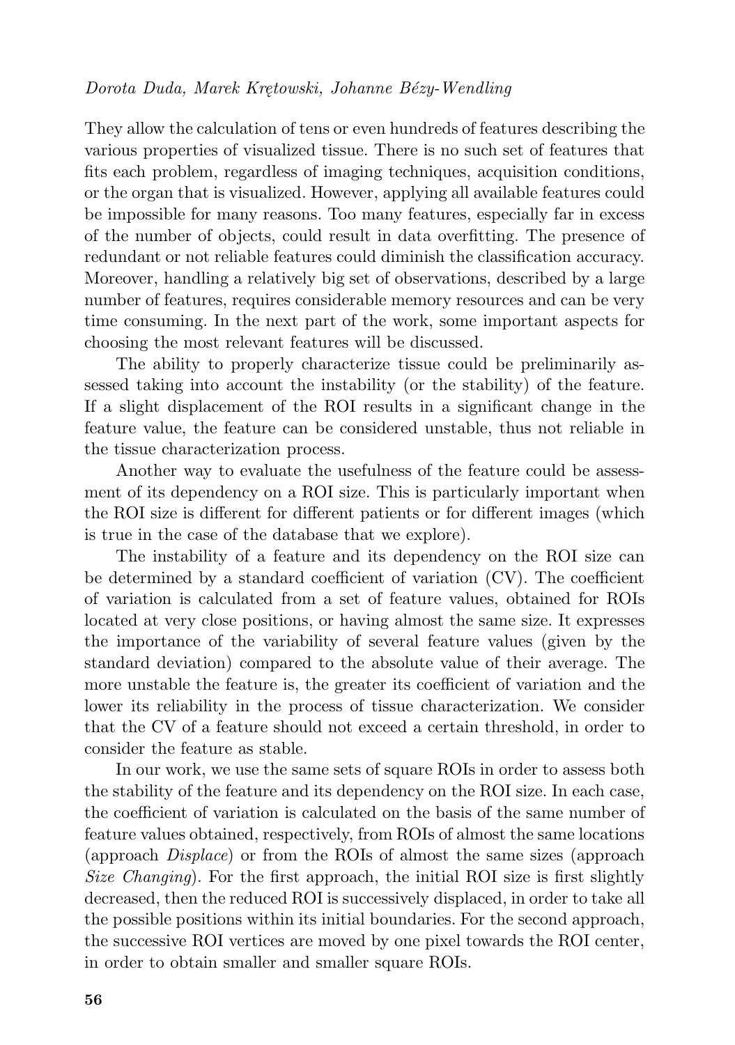They allow the calculation of tens or even hundreds of features describing the various properties of visualized tissue. There is no such set of features that fits each problem, regardless of imaging techniques, acquisition conditions, or the organ that is visualized. However, applying all available features could be impossible for many reasons. Too many features, especially far in excess of the number of objects, could result in data overfitting. The presence of redundant or not reliable features could diminish the classification accuracy. Moreover, handling a relatively big set of observations, described by a large number of features, requires considerable memory resources and can be very time consuming. In the next part of the work, some important aspects for choosing the most relevant features will be discussed.

The ability to properly characterize tissue could be preliminarily assessed taking into account the instability (or the stability) of the feature. If a slight displacement of the ROI results in a significant change in the feature value, the feature can be considered unstable, thus not reliable in the tissue characterization process.

Another way to evaluate the usefulness of the feature could be assessment of its dependency on a ROI size. This is particularly important when the ROI size is different for different patients or for different images (which is true in the case of the database that we explore).

The instability of a feature and its dependency on the ROI size can be determined by a standard coefficient of variation (CV). The coefficient of variation is calculated from a set of feature values, obtained for ROIs located at very close positions, or having almost the same size. It expresses the importance of the variability of several feature values (given by the standard deviation) compared to the absolute value of their average. The more unstable the feature is, the greater its coefficient of variation and the lower its reliability in the process of tissue characterization. We consider that the CV of a feature should not exceed a certain threshold, in order to consider the feature as stable.

In our work, we use the same sets of square ROIs in order to assess both the stability of the feature and its dependency on the ROI size. In each case, the coefficient of variation is calculated on the basis of the same number of feature values obtained, respectively, from ROIs of almost the same locations (approach *Displace*) or from the ROIs of almost the same sizes (approach *Size Changing*). For the first approach, the initial ROI size is first slightly decreased, then the reduced ROI is successively displaced, in order to take all the possible positions within its initial boundaries. For the second approach, the successive ROI vertices are moved by one pixel towards the ROI center, in order to obtain smaller and smaller square ROIs.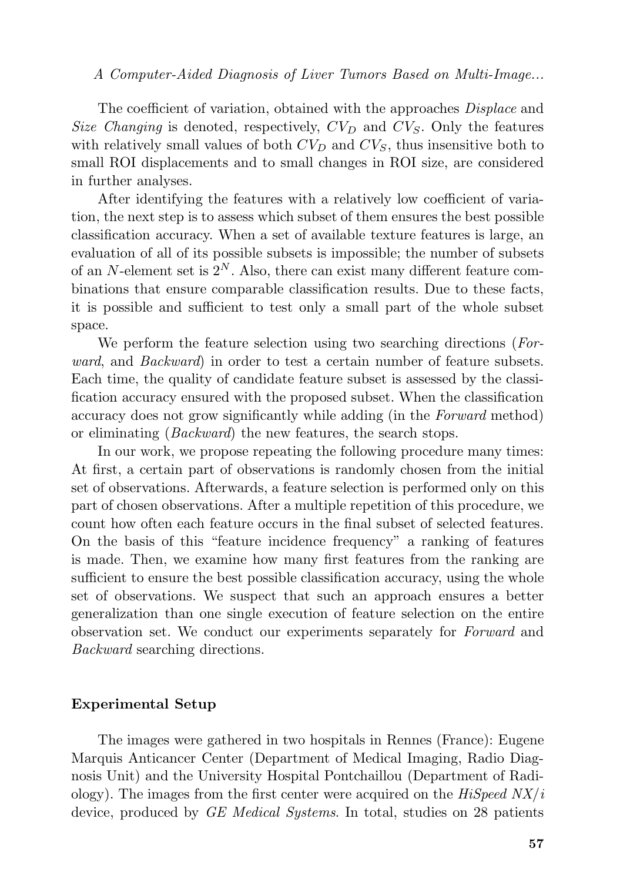The coefficient of variation, obtained with the approaches *Displace* and *Size Changing* is denoted, respectively, $CV_D$ and $CV_S$. Only the features with relatively small values of both $CV_D$ and $CV_S$, thus insensitive both to small ROI displacements and to small changes in ROI size, are considered in further analyses.

After identifying the features with a relatively low coefficient of variation, the next step is to assess which subset of them ensures the best possible classification accuracy. When a set of available texture features is large, an evaluation of all of its possible subsets is impossible; the number of subsets of an $N$-element set is $2^N$. Also, there can exist many different feature combinations that ensure comparable classification results. Due to these facts, it is possible and sufficient to test only a small part of the whole subset space.

We perform the feature selection using two searching directions (*Forward*, and *Backward*) in order to test a certain number of feature subsets. Each time, the quality of candidate feature subset is assessed by the classification accuracy ensured with the proposed subset. When the classification accuracy does not grow significantly while adding (in the *Forward* method) or eliminating (*Backward*) the new features, the search stops.

In our work, we propose repeating the following procedure many times: At first, a certain part of observations is randomly chosen from the initial set of observations. Afterwards, a feature selection is performed only on this part of chosen observations. After a multiple repetition of this procedure, we count how often each feature occurs in the final subset of selected features. On the basis of this "feature incidence frequency" a ranking of features is made. Then, we examine how many first features from the ranking are sufficient to ensure the best possible classification accuracy, using the whole set of observations. We suspect that such an approach ensures a better generalization than one single execution of feature selection on the entire observation set. We conduct our experiments separately for *Forward* and *Backward* searching directions.

## Experimental Setup

The images were gathered in two hospitals in Rennes (France): Eugene Marquis Anticancer Center (Department of Medical Imaging, Radio Diagnosis Unit) and the University Hospital Pontchaillou (Department of Radiology). The images from the first center were acquired on the *HiSpeed NX/i* device, produced by *GE Medical Systems*. In total, studies on 28 patients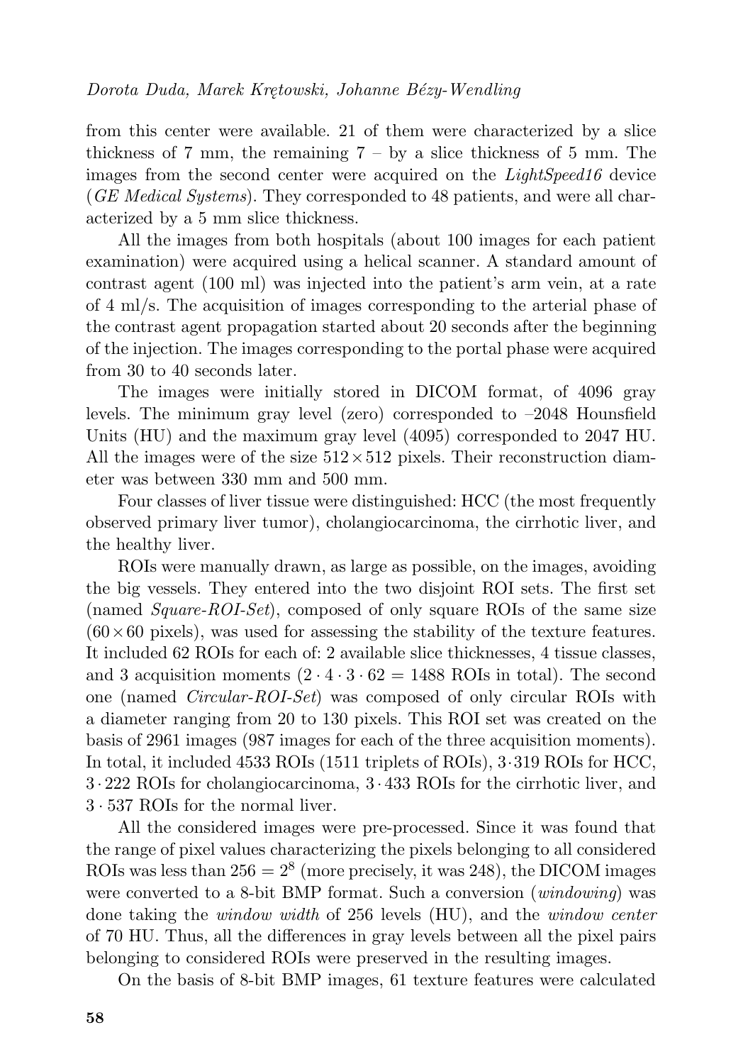from this center were available. 21 of them were characterized by a slice thickness of 7 mm, the remaining 7 – by a slice thickness of 5 mm. The images from the second center were acquired on the *LightSpeed16* device (*GE Medical Systems*). They corresponded to 48 patients, and were all characterized by a 5 mm slice thickness.

All the images from both hospitals (about 100 images for each patient examination) were acquired using a helical scanner. A standard amount of contrast agent (100 ml) was injected into the patient's arm vein, at a rate of 4 ml/s. The acquisition of images corresponding to the arterial phase of the contrast agent propagation started about 20 seconds after the beginning of the injection. The images corresponding to the portal phase were acquired from 30 to 40 seconds later.

The images were initially stored in DICOM format, of 4096 gray levels. The minimum gray level (zero) corresponded to –2048 Hounsfield Units (HU) and the maximum gray level (4095) corresponded to 2047 HU. All the images were of the size $512 \times 512$ pixels. Their reconstruction diameter was between 330 mm and 500 mm.

Four classes of liver tissue were distinguished: HCC (the most frequently observed primary liver tumor), cholangiocarcinoma, the cirrhotic liver, and the healthy liver.

ROIs were manually drawn, as large as possible, on the images, avoiding the big vessels. They entered into the two disjoint ROI sets. The first set (named *Square-ROI-Set*), composed of only square ROIs of the same size ($60 \times 60$ pixels), was used for assessing the stability of the texture features. It included 62 ROIs for each of: 2 available slice thicknesses, 4 tissue classes, and 3 acquisition moments ($2 \cdot 4 \cdot 3 \cdot 62 = 1488$ ROIs in total). The second one (named *Circular-ROI-Set*) was composed of only circular ROIs with a diameter ranging from 20 to 130 pixels. This ROI set was created on the basis of 2961 images (987 images for each of the three acquisition moments). In total, it included 4533 ROIs (1511 triplets of ROIs), $3 \cdot 319$ ROIs for HCC, $3 \cdot 222$ ROIs for cholangiocarcinoma, $3 \cdot 433$ ROIs for the cirrhotic liver, and $3 \cdot 537$ ROIs for the normal liver.

All the considered images were pre-processed. Since it was found that the range of pixel values characterizing the pixels belonging to all considered ROIs was less than $256 = 2^8$ (more precisely, it was 248), the DICOM images were converted to a 8-bit BMP format. Such a conversion (*windowing*) was done taking the *window width* of 256 levels (HU), and the *window center* of 70 HU. Thus, all the differences in gray levels between all the pixel pairs belonging to considered ROIs were preserved in the resulting images.

On the basis of 8-bit BMP images, 61 texture features were calculated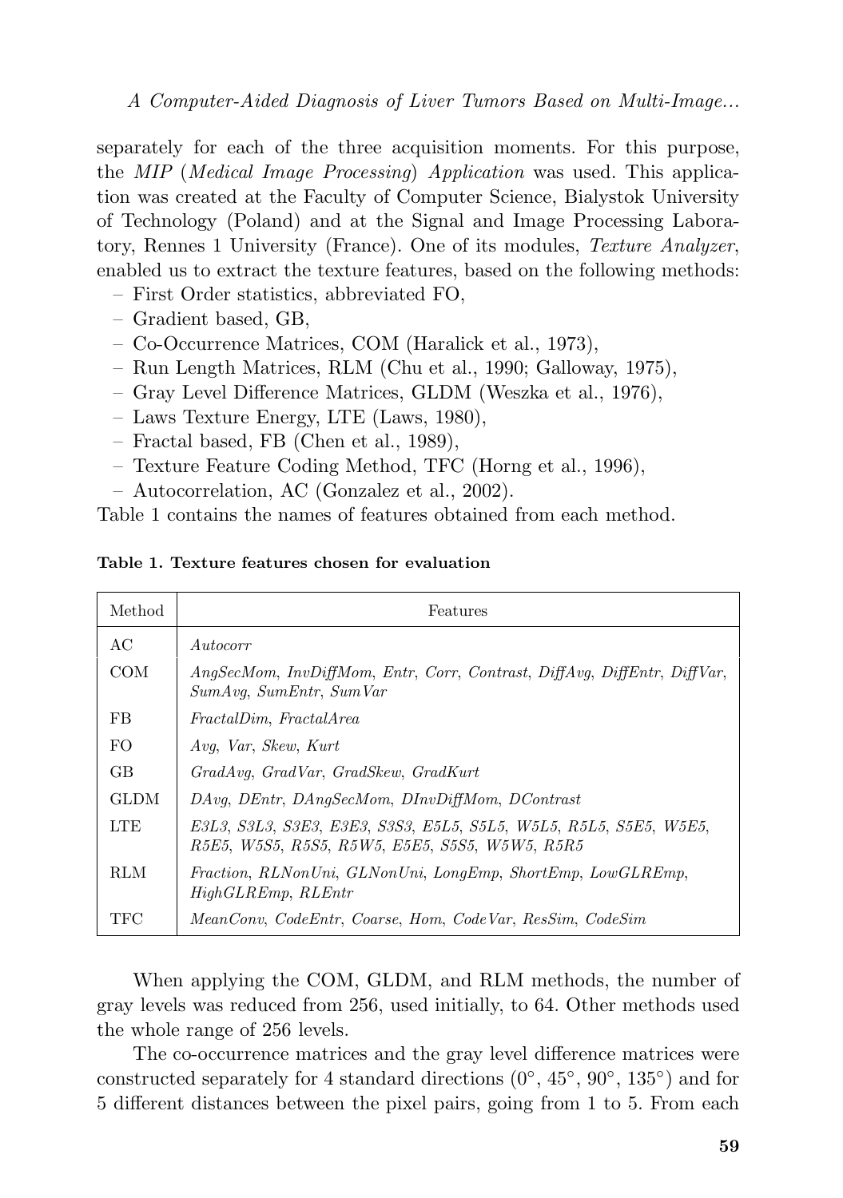separately for each of the three acquisition moments. For this purpose, the *MIP* (*Medical Image Processing*) *Application* was used. This application was created at the Faculty of Computer Science, Bialystok University of Technology (Poland) and at the Signal and Image Processing Laboratory, Rennes 1 University (France). One of its modules, *Texture Analyzer*, enabled us to extract the texture features, based on the following methods:

- First Order statistics, abbreviated FO,
- Gradient based, GB,
- Co-Occurrence Matrices, COM (Haralick et al., 1973),
- Run Length Matrices, RLM (Chu et al., 1990; Galloway, 1975),
- Gray Level Difference Matrices, GLDM (Weszka et al., 1976),
- Laws Texture Energy, LTE (Laws, 1980),
- Fractal based, FB (Chen et al., 1989),
- Texture Feature Coding Method, TFC (Horng et al., 1996),
- Autocorrelation, AC (Gonzalez et al., 2002).

Table 1 contains the names of features obtained from each method.

**Table 1. Texture features chosen for evaluation**

| Method | Features |
|---|---|
| AC | *Autocorr* |
| COM | *AngSecMom*, *InvDiffMom*, *Entr*, *Corr*, *Contrast*, *DiffAvg*, *DiffEntr*, *DiffVar*, *SumAvg*, *SumEntr*, *SumVar* |
| FB | *FractalDim*, *FractalArea* |
| FO | *Avg*, *Var*, *Skew*, *Kurt* |
| GB | *GradAvg*, *GradVar*, *GradSkew*, *GradKurt* |
| GLDM | *DAvg*, *DEntr*, *DAngSecMom*, *DInvDiffMom*, *DContrast* |
| LTE | *E3L3*, *S3L3*, *S3E3*, *E3E3*, *S3S3*, *E5L5*, *S5L5*, *W5L5*, *R5L5*, *S5E5*, *W5E5*, *R5E5*, *W5S5*, *R5S5*, *R5W5*, *E5E5*, *S5S5*, *W5W5*, *R5R5* |
| RLM | *Fraction*, *RLNonUni*, *GLNonUni*, *LongEmp*, *ShortEmp*, *LowGLREmp*, *HighGLREmp*, *RLEntr* |
| TFC | *MeanConv*, *CodeEntr*, *Coarse*, *Hom*, *CodeVar*, *ResSim*, *CodeSim* |

When applying the COM, GLDM, and RLM methods, the number of gray levels was reduced from 256, used initially, to 64. Other methods used the whole range of 256 levels.

The co-occurrence matrices and the gray level difference matrices were constructed separately for 4 standard directions ($0^\circ$, $45^\circ$, $90^\circ$, $135^\circ$) and for 5 different distances between the pixel pairs, going from 1 to 5. From each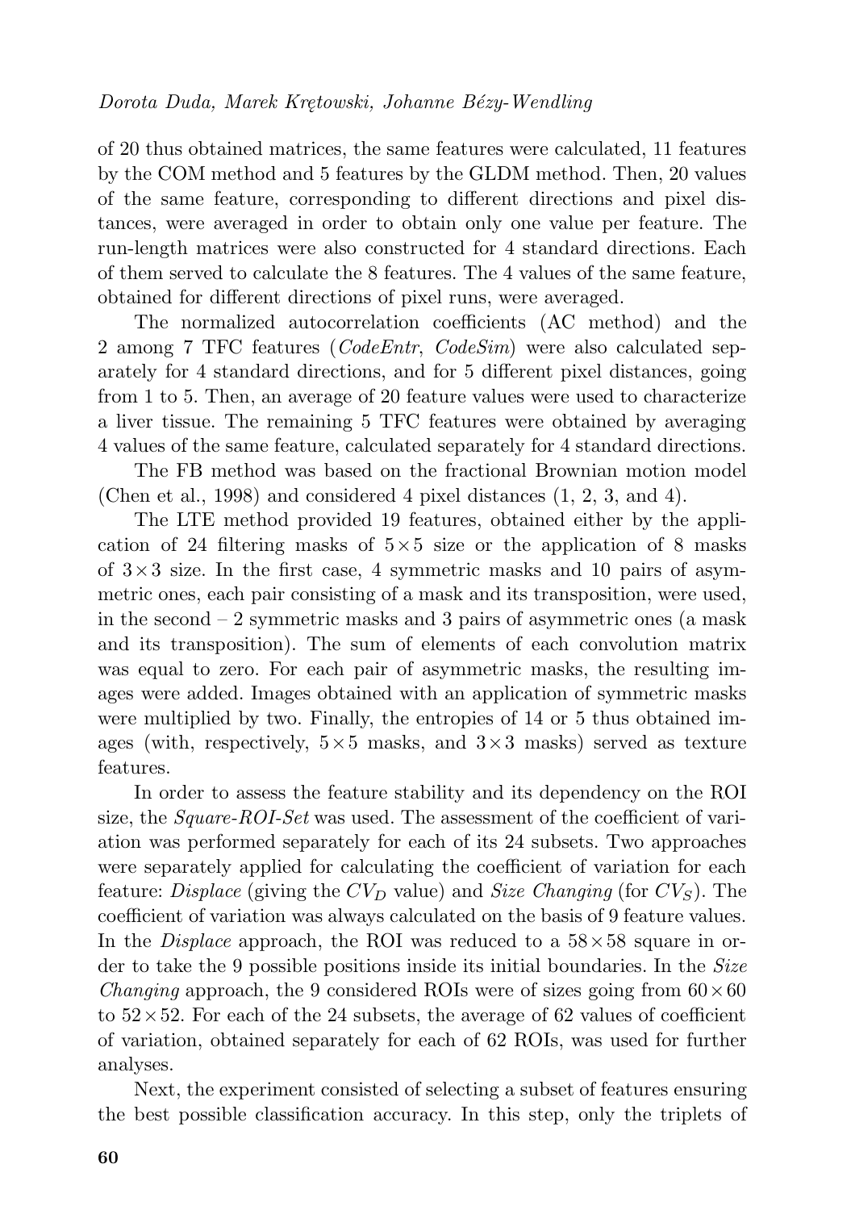of 20 thus obtained matrices, the same features were calculated, 11 features by the COM method and 5 features by the GLDM method. Then, 20 values of the same feature, corresponding to different directions and pixel distances, were averaged in order to obtain only one value per feature. The run-length matrices were also constructed for 4 standard directions. Each of them served to calculate the 8 features. The 4 values of the same feature, obtained for different directions of pixel runs, were averaged.

The normalized autocorrelation coefficients (AC method) and the 2 among 7 TFC features (*CodeEntr*, *CodeSim*) were also calculated separately for 4 standard directions, and for 5 different pixel distances, going from 1 to 5. Then, an average of 20 feature values were used to characterize a liver tissue. The remaining 5 TFC features were obtained by averaging 4 values of the same feature, calculated separately for 4 standard directions.

The FB method was based on the fractional Brownian motion model (Chen et al., 1998) and considered 4 pixel distances (1, 2, 3, and 4).

The LTE method provided 19 features, obtained either by the application of 24 filtering masks of $5 \times 5$ size or the application of 8 masks of $3 \times 3$ size. In the first case, 4 symmetric masks and 10 pairs of asymmetric ones, each pair consisting of a mask and its transposition, were used, in the second – 2 symmetric masks and 3 pairs of asymmetric ones (a mask and its transposition). The sum of elements of each convolution matrix was equal to zero. For each pair of asymmetric masks, the resulting images were added. Images obtained with an application of symmetric masks were multiplied by two. Finally, the entropies of 14 or 5 thus obtained images (with, respectively, $5 \times 5$ masks, and $3 \times 3$ masks) served as texture features.

In order to assess the feature stability and its dependency on the ROI size, the *Square-ROI-Set* was used. The assessment of the coefficient of variation was performed separately for each of its 24 subsets. Two approaches were separately applied for calculating the coefficient of variation for each feature: *Displace* (giving the $CV_D$ value) and *Size Changing* (for $CV_S$). The coefficient of variation was always calculated on the basis of 9 feature values. In the *Displace* approach, the ROI was reduced to a $58 \times 58$ square in order to take the 9 possible positions inside its initial boundaries. In the *Size Changing* approach, the 9 considered ROIs were of sizes going from $60 \times 60$ to $52 \times 52$. For each of the 24 subsets, the average of 62 values of coefficient of variation, obtained separately for each of 62 ROIs, was used for further analyses.

Next, the experiment consisted of selecting a subset of features ensuring the best possible classification accuracy. In this step, only the triplets of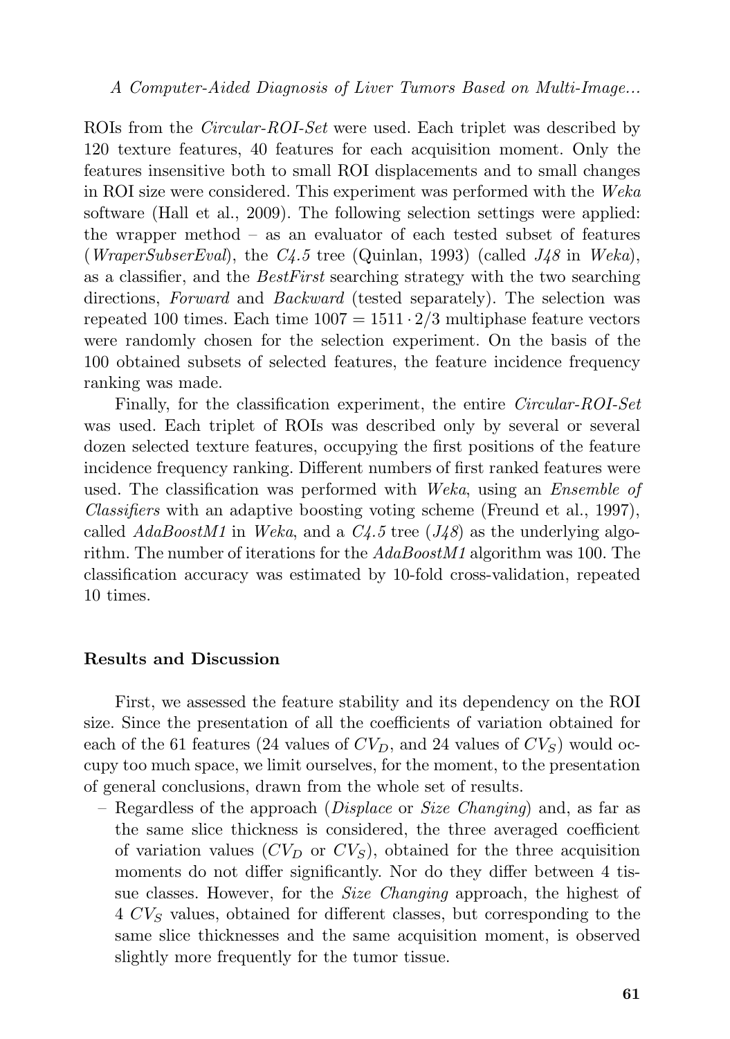ROIs from the *Circular-ROI-Set* were used. Each triplet was described by 120 texture features, 40 features for each acquisition moment. Only the features insensitive both to small ROI displacements and to small changes in ROI size were considered. This experiment was performed with the *Weka* software (Hall et al., 2009). The following selection settings were applied: the wrapper method – as an evaluator of each tested subset of features (*WraperSubserEval*), the *C4.5* tree (Quinlan, 1993) (called *J48* in *Weka*), as a classifier, and the *BestFirst* searching strategy with the two searching directions, *Forward* and *Backward* (tested separately). The selection was repeated 100 times. Each time $1007 = 1511 \cdot 2/3$ multiphase feature vectors were randomly chosen for the selection experiment. On the basis of the 100 obtained subsets of selected features, the feature incidence frequency ranking was made.

Finally, for the classification experiment, the entire *Circular-ROI-Set* was used. Each triplet of ROIs was described only by several or several dozen selected texture features, occupying the first positions of the feature incidence frequency ranking. Different numbers of first ranked features were used. The classification was performed with *Weka*, using an *Ensemble of Classifiers* with an adaptive boosting voting scheme (Freund et al., 1997), called *AdaBoostM1* in *Weka*, and a *C4.5* tree (*J48*) as the underlying algorithm. The number of iterations for the *AdaBoostM1* algorithm was 100. The classification accuracy was estimated by 10-fold cross-validation, repeated 10 times.

## Results and Discussion

First, we assessed the feature stability and its dependency on the ROI size. Since the presentation of all the coefficients of variation obtained for each of the 61 features (24 values of $CV_D$, and 24 values of $CV_S$) would occupy too much space, we limit ourselves, for the moment, to the presentation of general conclusions, drawn from the whole set of results.

- Regardless of the approach (*Displace* or *Size Changing*) and, as far as the same slice thickness is considered, the three averaged coefficient of variation values ($CV_D$ or $CV_S$), obtained for the three acquisition moments do not differ significantly. Nor do they differ between 4 tissue classes. However, for the *Size Changing* approach, the highest of 4 $CV_S$ values, obtained for different classes, but corresponding to the same slice thicknesses and the same acquisition moment, is observed slightly more frequently for the tumor tissue.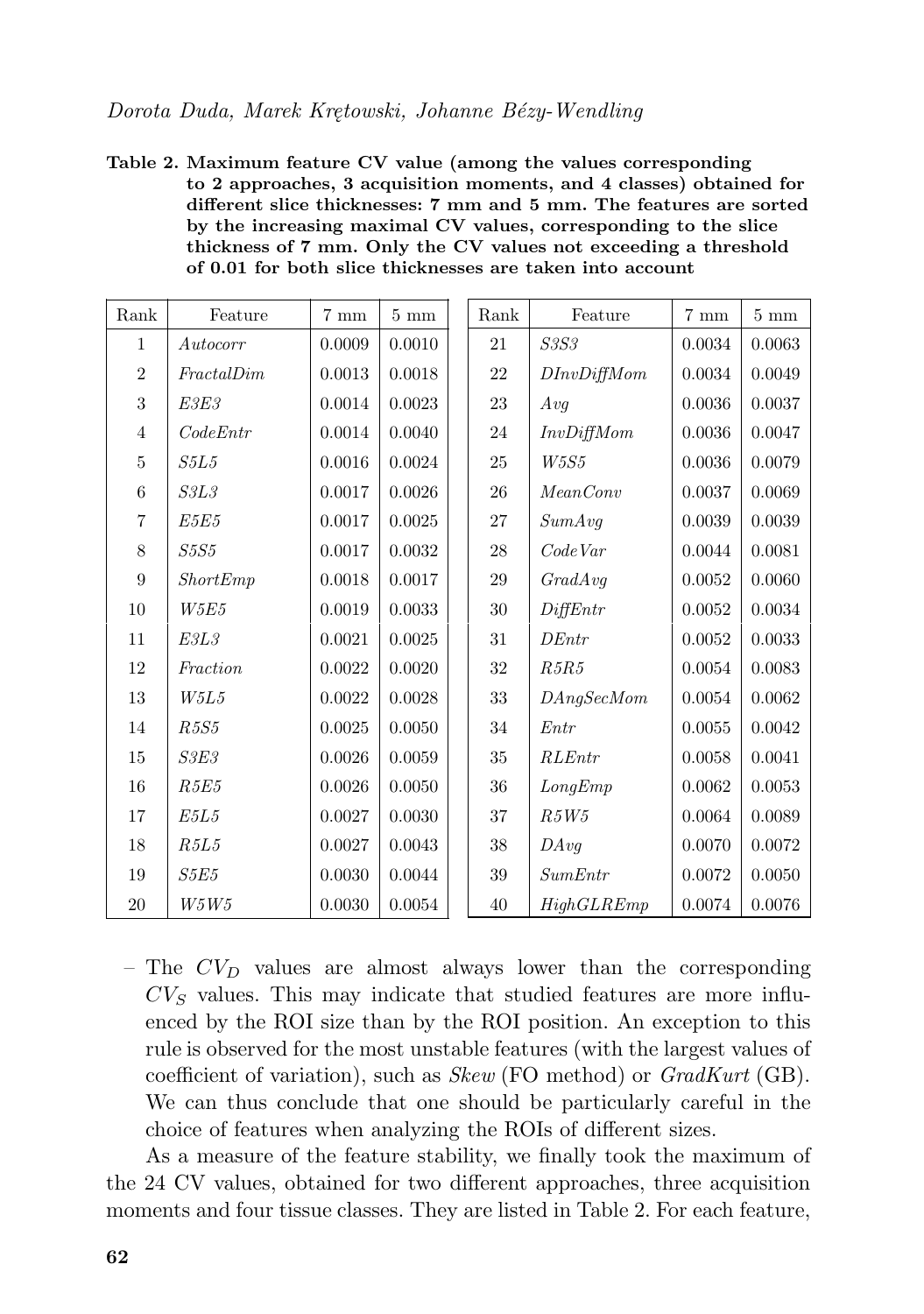**Table 2. Maximum feature CV value (among the values corresponding to 2 approaches, 3 acquisition moments, and 4 classes) obtained for different slice thicknesses: 7 mm and 5 mm. The features are sorted by the increasing maximal CV values, corresponding to the slice thickness of 7 mm. Only the CV values not exceeding a threshold of 0.01 for both slice thicknesses are taken into account**

| Rank | Feature | 7 mm | 5 mm | Rank | Feature | 7 mm | 5 mm |
|---|---|---|---|---|---|---|---|
| 1 | *Autocorr* | 0.0009 | 0.0010 | 21 | *S3S3* | 0.0034 | 0.0063 |
| 2 | *FractalDim* | 0.0013 | 0.0018 | 22 | *DInvDiffMom* | 0.0034 | 0.0049 |
| 3 | *E3E3* | 0.0014 | 0.0023 | 23 | *Avg* | 0.0036 | 0.0037 |
| 4 | *CodeEntr* | 0.0014 | 0.0040 | 24 | *InvDiffMom* | 0.0036 | 0.0047 |
| 5 | *S5L5* | 0.0016 | 0.0024 | 25 | *W5S5* | 0.0036 | 0.0079 |
| 6 | *S3L3* | 0.0017 | 0.0026 | 26 | *MeanConv* | 0.0037 | 0.0069 |
| 7 | *E5E5* | 0.0017 | 0.0025 | 27 | *SumAvg* | 0.0039 | 0.0039 |
| 8 | *S5S5* | 0.0017 | 0.0032 | 28 | *CodeVar* | 0.0044 | 0.0081 |
| 9 | *ShortEmp* | 0.0018 | 0.0017 | 29 | *GradAvg* | 0.0052 | 0.0060 |
| 10 | *W5E5* | 0.0019 | 0.0033 | 30 | *DiffEntr* | 0.0052 | 0.0034 |
| 11 | *E3L3* | 0.0021 | 0.0025 | 31 | *DEntr* | 0.0052 | 0.0033 |
| 12 | *Fraction* | 0.0022 | 0.0020 | 32 | *R5R5* | 0.0054 | 0.0083 |
| 13 | *W5L5* | 0.0022 | 0.0028 | 33 | *DAngSecMom* | 0.0054 | 0.0062 |
| 14 | *R5S5* | 0.0025 | 0.0050 | 34 | *Entr* | 0.0055 | 0.0042 |
| 15 | *S3E3* | 0.0026 | 0.0059 | 35 | *RLEntr* | 0.0058 | 0.0041 |
| 16 | *R5E5* | 0.0026 | 0.0050 | 36 | *LongEmp* | 0.0062 | 0.0053 |
| 17 | *E5L5* | 0.0027 | 0.0030 | 37 | *R5W5* | 0.0064 | 0.0089 |
| 18 | *R5L5* | 0.0027 | 0.0043 | 38 | *DAvg* | 0.0070 | 0.0072 |
| 19 | *S5E5* | 0.0030 | 0.0044 | 39 | *SumEntr* | 0.0072 | 0.0050 |
| 20 | *W5W5* | 0.0030 | 0.0054 | 40 | *HighGLREmp* | 0.0074 | 0.0076 |

– The $CV_D$ values are almost always lower than the corresponding $CV_S$ values. This may indicate that studied features are more influenced by the ROI size than by the ROI position. An exception to this rule is observed for the most unstable features (with the largest values of coefficient of variation), such as *Skew* (FO method) or *GradKurt* (GB). We can thus conclude that one should be particularly careful in the choice of features when analyzing the ROIs of different sizes.

As a measure of the feature stability, we finally took the maximum of the 24 CV values, obtained for two different approaches, three acquisition moments and four tissue classes. They are listed in Table 2. For each feature,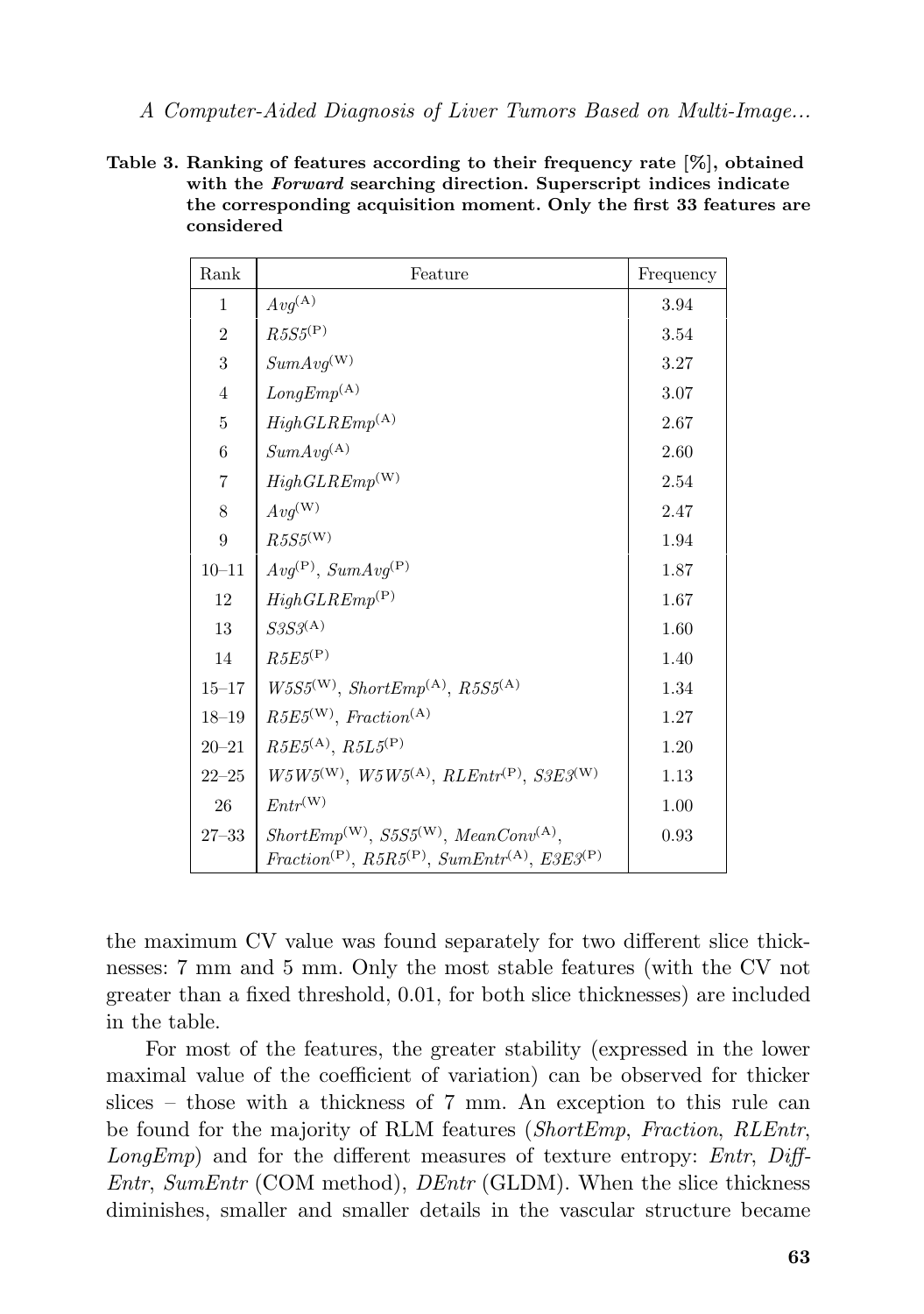**Table 3. Ranking of features according to their frequency rate [%], obtained with the *Forward* searching direction. Superscript indices indicate the corresponding acquisition moment. Only the first 33 features are considered**

| Rank | Feature | Frequency |
|---|---|---|
| 1 | $Avg^{(A)}$ | 3.94 |
| 2 | $R5S5^{(P)}$ | 3.54 |
| 3 | $SumAvg^{(W)}$ | 3.27 |
| 4 | $LongEmp^{(A)}$ | 3.07 |
| 5 | $HighGLREmp^{(A)}$ | 2.67 |
| 6 | $SumAvg^{(A)}$ | 2.60 |
| 7 | $HighGLREmp^{(W)}$ | 2.54 |
| 8 | $Avg^{(W)}$ | 2.47 |
| 9 | $R5S5^{(W)}$ | 1.94 |
| 10–11 | $Avg^{(P)}$, $SumAvg^{(P)}$ | 1.87 |
| 12 | $HighGLREmp^{(P)}$ | 1.67 |
| 13 | $S3S3^{(A)}$ | 1.60 |
| 14 | $R5E5^{(P)}$ | 1.40 |
| 15–17 | $W5S5^{(W)}$, $ShortEmp^{(A)}$, $R5S5^{(A)}$ | 1.34 |
| 18–19 | $R5E5^{(W)}$, $Fraction^{(A)}$ | 1.27 |
| 20–21 | $R5E5^{(A)}$, $R5L5^{(P)}$ | 1.20 |
| 22–25 | $W5W5^{(W)}$, $W5W5^{(A)}$, $RLEntr^{(P)}$, $S3E3^{(W)}$ | 1.13 |
| 26 | $Entr^{(W)}$ | 1.00 |
| 27–33 | $ShortEmp^{(W)}$, $S5S5^{(W)}$, $MeanConv^{(A)}$, $Fraction^{(P)}$, $R5R5^{(P)}$, $SumEntr^{(A)}$, $E3E3^{(P)}$ | 0.93 |

the maximum CV value was found separately for two different slice thicknesses: 7 mm and 5 mm. Only the most stable features (with the CV not greater than a fixed threshold, 0.01, for both slice thicknesses) are included in the table.

For most of the features, the greater stability (expressed in the lower maximal value of the coefficient of variation) can be observed for thicker slices – those with a thickness of 7 mm. An exception to this rule can be found for the majority of RLM features (*ShortEmp*, *Fraction*, *RLEntr*, *LongEmp*) and for the different measures of texture entropy: *Entr*, *Diff-Entr*, *SumEntr* (COM method), *DEntr* (GLDM). When the slice thickness diminishes, smaller and smaller details in the vascular structure became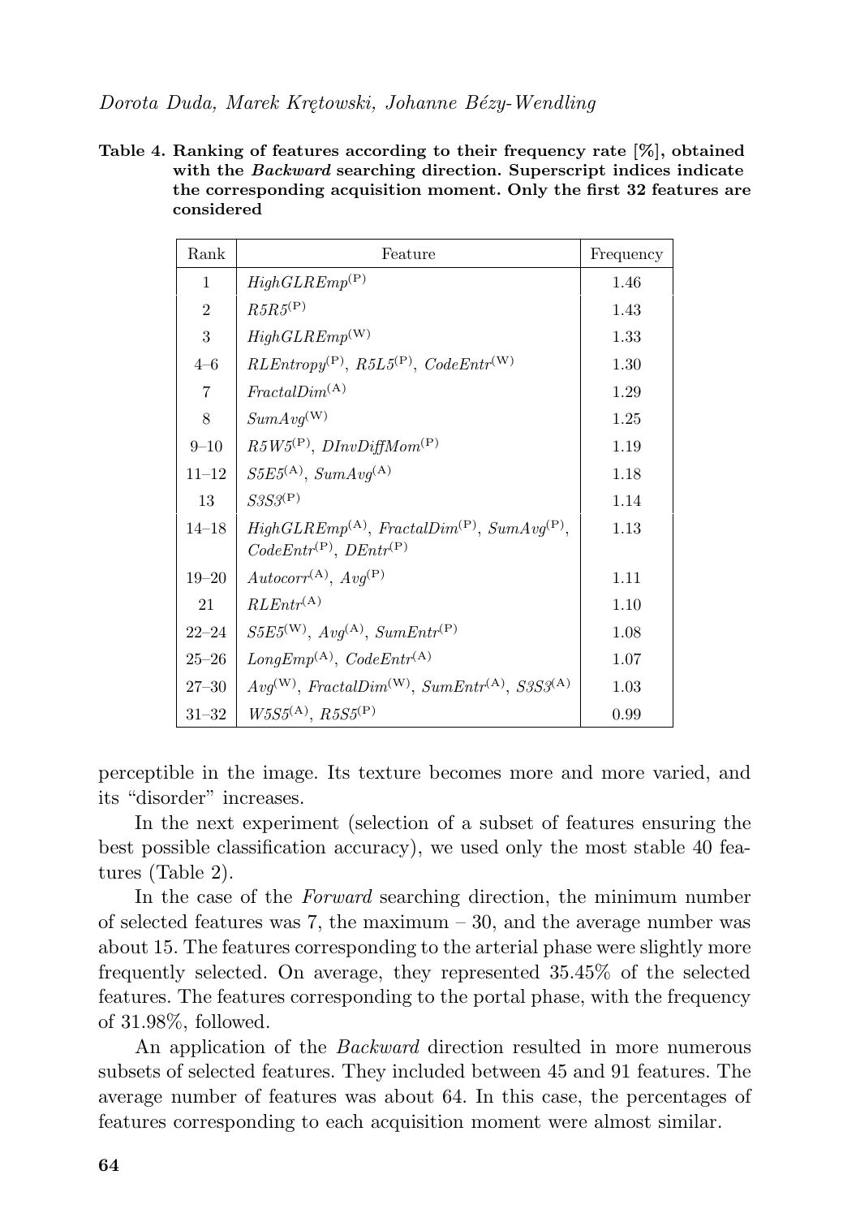**Table 4. Ranking of features according to their frequency rate [%], obtained with the *Backward* searching direction. Superscript indices indicate the corresponding acquisition moment. Only the first 32 features are considered**

| Rank | Feature | Frequency |
|---|---|---|
| 1 | $HighGLREmp^{(P)}$ | 1.46 |
| 2 | $R5R5^{(P)}$ | 1.43 |
| 3 | $HighGLREmp^{(W)}$ | 1.33 |
| 4–6 | $RLEntropy^{(P)}$, $R5L5^{(P)}$, $CodeEntr^{(W)}$ | 1.30 |
| 7 | $FractalDim^{(A)}$ | 1.29 |
| 8 | $SumAvg^{(W)}$ | 1.25 |
| 9–10 | $R5W5^{(P)}$, $DInvDiffMom^{(P)}$ | 1.19 |
| 11–12 | $S5E5^{(A)}$, $SumAvg^{(A)}$ | 1.18 |
| 13 | $S3S3^{(P)}$ | 1.14 |
| 14–18 | $HighGLREmp^{(A)}$, $FractalDim^{(P)}$, $SumAvg^{(P)}$, $CodeEntr^{(P)}$, $DEntr^{(P)}$ | 1.13 |
| 19–20 | $Autocorr^{(A)}$, $Avg^{(P)}$ | 1.11 |
| 21 | $RLEntr^{(A)}$ | 1.10 |
| 22–24 | $S5E5^{(W)}$, $Avg^{(A)}$, $SumEntr^{(P)}$ | 1.08 |
| 25–26 | $LongEmp^{(A)}$, $CodeEntr^{(A)}$ | 1.07 |
| 27–30 | $Avg^{(W)}$, $FractalDim^{(W)}$, $SumEntr^{(A)}$, $S3S3^{(A)}$ | 1.03 |
| 31–32 | $W5S5^{(A)}$, $R5S5^{(P)}$ | 0.99 |

perceptible in the image. Its texture becomes more and more varied, and its "disorder" increases.

In the next experiment (selection of a subset of features ensuring the best possible classification accuracy), we used only the most stable 40 features (Table 2).

In the case of the *Forward* searching direction, the minimum number of selected features was 7, the maximum – 30, and the average number was about 15. The features corresponding to the arterial phase were slightly more frequently selected. On average, they represented 35.45% of the selected features. The features corresponding to the portal phase, with the frequency of 31.98%, followed.

An application of the *Backward* direction resulted in more numerous subsets of selected features. They included between 45 and 91 features. The average number of features was about 64. In this case, the percentages of features corresponding to each acquisition moment were almost similar.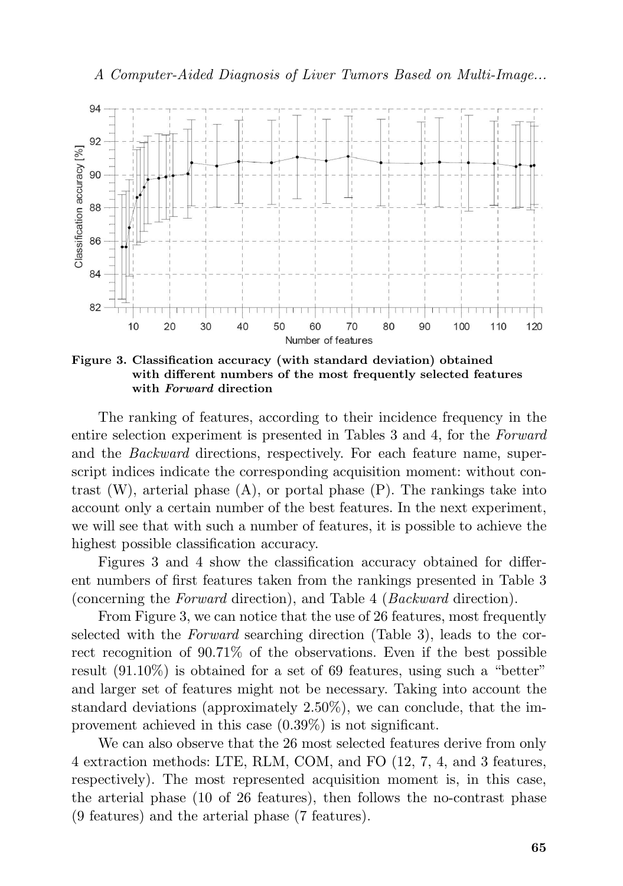**Figure 3. Classification accuracy (with standard deviation) obtained with different numbers of the most frequently selected features with *Forward* direction**

The ranking of features, according to their incidence frequency in the entire selection experiment is presented in Tables 3 and 4, for the *Forward* and the *Backward* directions, respectively. For each feature name, superscript indices indicate the corresponding acquisition moment: without contrast (W), arterial phase (A), or portal phase (P). The rankings take into account only a certain number of the best features. In the next experiment, we will see that with such a number of features, it is possible to achieve the highest possible classification accuracy.

Figures 3 and 4 show the classification accuracy obtained for different numbers of first features taken from the rankings presented in Table 3 (concerning the *Forward* direction), and Table 4 (*Backward* direction).

From Figure 3, we can notice that the use of 26 features, most frequently selected with the *Forward* searching direction (Table 3), leads to the correct recognition of 90.71% of the observations. Even if the best possible result (91.10%) is obtained for a set of 69 features, using such a "better" and larger set of features might not be necessary. Taking into account the standard deviations (approximately 2.50%), we can conclude, that the improvement achieved in this case (0.39%) is not significant.

We can also observe that the 26 most selected features derive from only 4 extraction methods: LTE, RLM, COM, and FO (12, 7, 4, and 3 features, respectively). The most represented acquisition moment is, in this case, the arterial phase (10 of 26 features), then follows the no-contrast phase (9 features) and the arterial phase (7 features).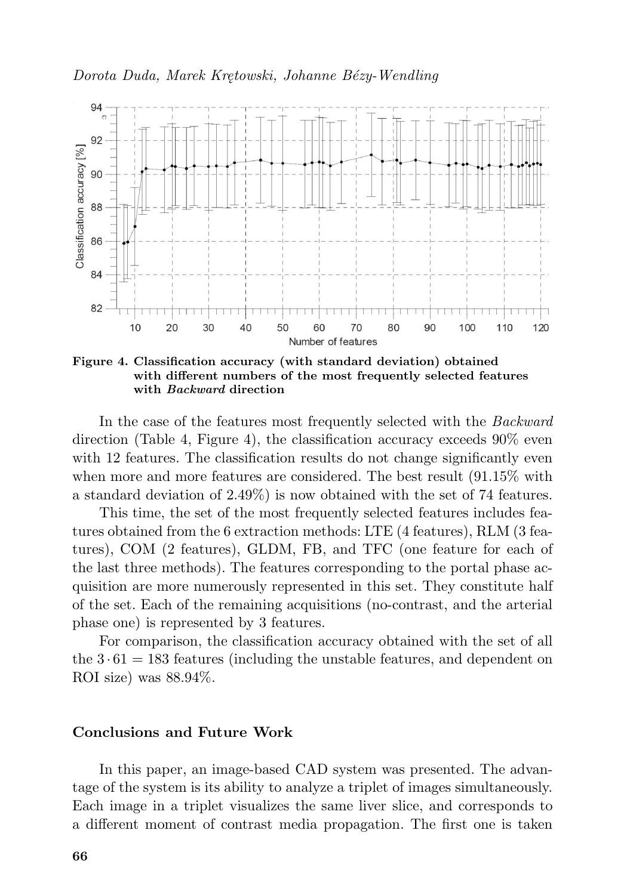Figure 4. Classification accuracy (with standard deviation) obtained with different numbers of the most frequently selected features with *Backward* direction

In the case of the features most frequently selected with the *Backward* direction (Table 4, Figure 4), the classification accuracy exceeds 90% even with 12 features. The classification results do not change significantly even when more and more features are considered. The best result (91.15% with a standard deviation of 2.49%) is now obtained with the set of 74 features.

This time, the set of the most frequently selected features includes features obtained from the 6 extraction methods: LTE (4 features), RLM (3 features), COM (2 features), GLDM, FB, and TFC (one feature for each of the last three methods). The features corresponding to the portal phase acquisition are more numerously represented in this set. They constitute half of the set. Each of the remaining acquisitions (no-contrast, and the arterial phase one) is represented by 3 features.

For comparison, the classification accuracy obtained with the set of all the $3 \cdot 61 = 183$ features (including the unstable features, and dependent on ROI size) was 88.94%.

## Conclusions and Future Work

In this paper, an image-based CAD system was presented. The advantage of the system is its ability to analyze a triplet of images simultaneously. Each image in a triplet visualizes the same liver slice, and corresponds to a different moment of contrast media propagation. The first one is taken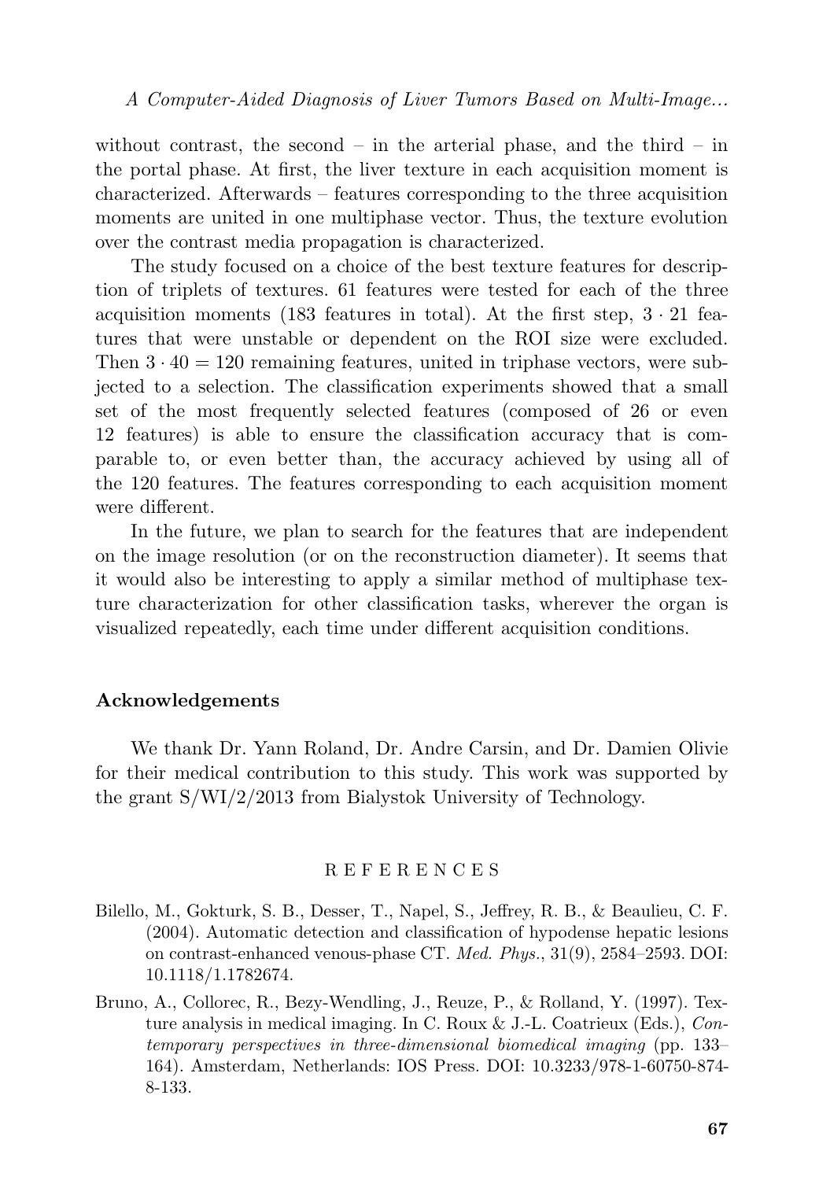without contrast, the second – in the arterial phase, and the third – in the portal phase. At first, the liver texture in each acquisition moment is characterized. Afterwards – features corresponding to the three acquisition moments are united in one multiphase vector. Thus, the texture evolution over the contrast media propagation is characterized.

The study focused on a choice of the best texture features for description of triplets of textures. 61 features were tested for each of the three acquisition moments (183 features in total). At the first step, $3 \cdot 21$ features that were unstable or dependent on the ROI size were excluded. Then $3 \cdot 40 = 120$ remaining features, united in triphase vectors, were subjected to a selection. The classification experiments showed that a small set of the most frequently selected features (composed of 26 or even 12 features) is able to ensure the classification accuracy that is comparable to, or even better than, the accuracy achieved by using all of the 120 features. The features corresponding to each acquisition moment were different.

In the future, we plan to search for the features that are independent on the image resolution (or on the reconstruction diameter). It seems that it would also be interesting to apply a similar method of multiphase texture characterization for other classification tasks, wherever the organ is visualized repeatedly, each time under different acquisition conditions.

## Acknowledgements

We thank Dr. Yann Roland, Dr. Andre Carsin, and Dr. Damien Olivie for their medical contribution to this study. This work was supported by the grant S/WI/2/2013 from Bialystok University of Technology.

## REFERENCES

Bilello, M., Gokturk, S. B., Desser, T., Napel, S., Jeffrey, R. B., & Beaulieu, C. F. (2004). Automatic detection and classification of hypodense hepatic lesions on contrast-enhanced venous-phase CT. *Med. Phys.*, 31(9), 2584–2593. DOI: 10.1118/1.1782674.

Bruno, A., Collorec, R., Bezy-Wendling, J., Reuze, P., & Rolland, Y. (1997). Texture analysis in medical imaging. In C. Roux & J.-L. Coatrieux (Eds.), *Contemporary perspectives in three-dimensional biomedical imaging* (pp. 133–164). Amsterdam, Netherlands: IOS Press. DOI: 10.3233/978-1-60750-874-8-133.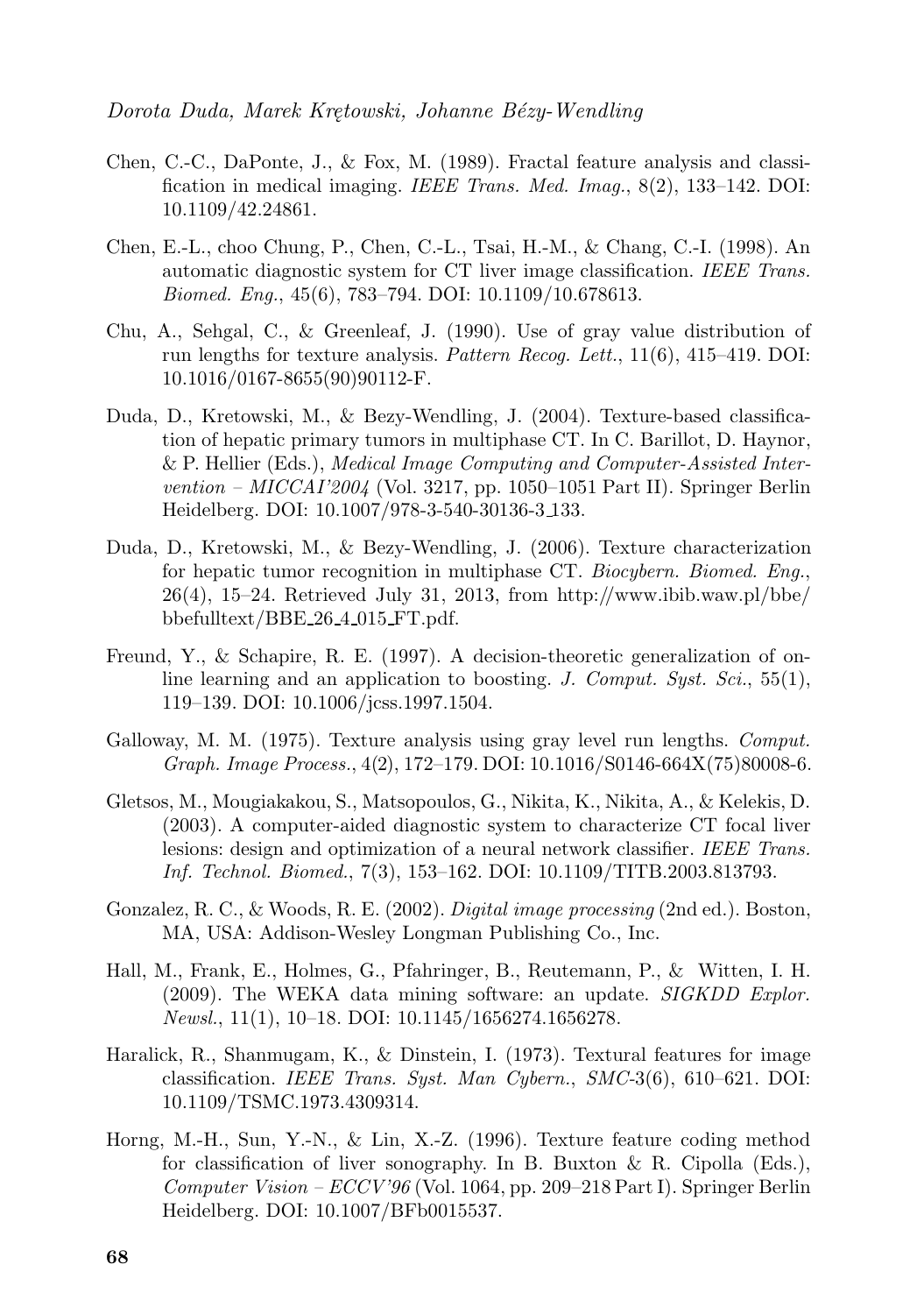Chen, C.-C., DaPonte, J., & Fox, M. (1989). Fractal feature analysis and classification in medical imaging. *IEEE Trans. Med. Imag.*, 8(2), 133–142. DOI: 10.1109/42.24861.

Chen, E.-L., choo Chung, P., Chen, C.-L., Tsai, H.-M., & Chang, C.-I. (1998). An automatic diagnostic system for CT liver image classification. *IEEE Trans. Biomed. Eng.*, 45(6), 783–794. DOI: 10.1109/10.678613.

Chu, A., Sehgal, C., & Greenleaf, J. (1990). Use of gray value distribution of run lengths for texture analysis. *Pattern Recog. Lett.*, 11(6), 415–419. DOI: 10.1016/0167-8655(90)90112-F.

Duda, D., Kretowski, M., & Bezy-Wendling, J. (2004). Texture-based classification of hepatic primary tumors in multiphase CT. In C. Barillot, D. Haynor, & P. Hellier (Eds.), *Medical Image Computing and Computer-Assisted Intervention – MICCAI'2004* (Vol. 3217, pp. 1050–1051 Part II). Springer Berlin Heidelberg. DOI: 10.1007/978-3-540-30136-3_133.

Duda, D., Kretowski, M., & Bezy-Wendling, J. (2006). Texture characterization for hepatic tumor recognition in multiphase CT. *Biocybern. Biomed. Eng.*, 26(4), 15–24. Retrieved July 31, 2013, from http://www.ibib.waw.pl/bbe/bbefulltext/BBE_26_4_015_FT.pdf.

Freund, Y., & Schapire, R. E. (1997). A decision-theoretic generalization of on-line learning and an application to boosting. *J. Comput. Syst. Sci.*, 55(1), 119–139. DOI: 10.1006/jcss.1997.1504.

Galloway, M. M. (1975). Texture analysis using gray level run lengths. *Comput. Graph. Image Process.*, 4(2), 172–179. DOI: 10.1016/S0146-664X(75)80008-6.

Gletsos, M., Mougiakakou, S., Matsopoulos, G., Nikita, K., Nikita, A., & Kelekis, D. (2003). A computer-aided diagnostic system to characterize CT focal liver lesions: design and optimization of a neural network classifier. *IEEE Trans. Inf. Technol. Biomed.*, 7(3), 153–162. DOI: 10.1109/TITB.2003.813793.

Gonzalez, R. C., & Woods, R. E. (2002). *Digital image processing* (2nd ed.). Boston, MA, USA: Addison-Wesley Longman Publishing Co., Inc.

Hall, M., Frank, E., Holmes, G., Pfahringer, B., Reutemann, P., & Witten, I. H. (2009). The WEKA data mining software: an update. *SIGKDD Explor. Newsl.*, 11(1), 10–18. DOI: 10.1145/1656274.1656278.

Haralick, R., Shanmugam, K., & Dinstein, I. (1973). Textural features for image classification. *IEEE Trans. Syst. Man Cybern.*, *SMC*-3(6), 610–621. DOI: 10.1109/TSMC.1973.4309314.

Horng, M.-H., Sun, Y.-N., & Lin, X.-Z. (1996). Texture feature coding method for classification of liver sonography. In B. Buxton & R. Cipolla (Eds.), *Computer Vision – ECCV'96* (Vol. 1064, pp. 209–218 Part I). Springer Berlin Heidelberg. DOI: 10.1007/BFb0015537.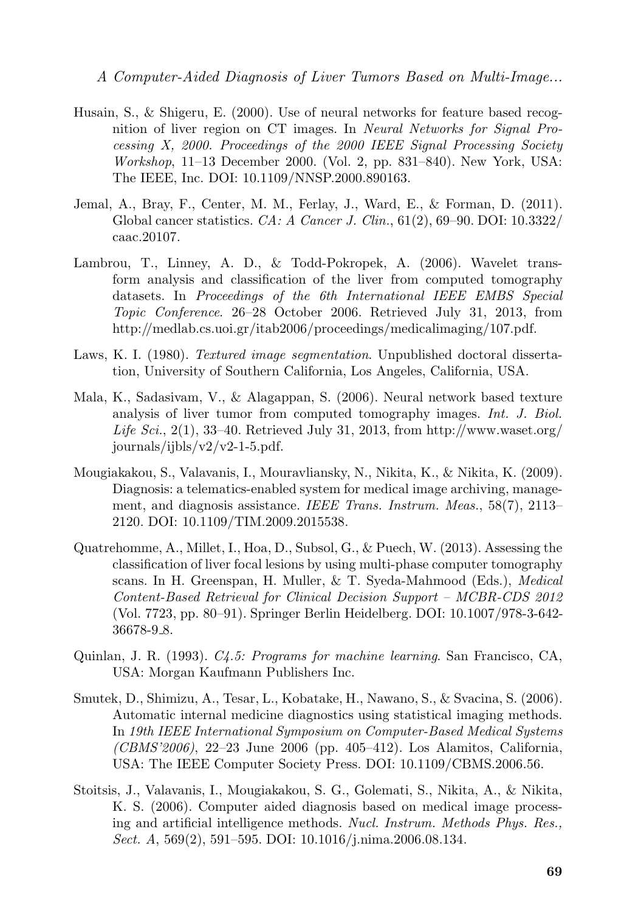Husain, S., & Shigeru, E. (2000). Use of neural networks for feature based recognition of liver region on CT images. In *Neural Networks for Signal Processing X, 2000. Proceedings of the 2000 IEEE Signal Processing Society Workshop*, 11–13 December 2000. (Vol. 2, pp. 831–840). New York, USA: The IEEE, Inc. DOI: 10.1109/NNSP.2000.890163.

Jemal, A., Bray, F., Center, M. M., Ferlay, J., Ward, E., & Forman, D. (2011). Global cancer statistics. *CA: A Cancer J. Clin.*, 61(2), 69–90. DOI: 10.3322/caac.20107.

Lambrou, T., Linney, A. D., & Todd-Pokropek, A. (2006). Wavelet transform analysis and classification of the liver from computed tomography datasets. In *Proceedings of the 6th International IEEE EMBS Special Topic Conference*. 26–28 October 2006. Retrieved July 31, 2013, from http://medlab.cs.uoi.gr/itab2006/proceedings/medicalimaging/107.pdf.

Laws, K. I. (1980). *Textured image segmentation*. Unpublished doctoral dissertation, University of Southern California, Los Angeles, California, USA.

Mala, K., Sadasivam, V., & Alagappan, S. (2006). Neural network based texture analysis of liver tumor from computed tomography images. *Int. J. Biol. Life Sci.*, 2(1), 33–40. Retrieved July 31, 2013, from http://www.waset.org/journals/ijbls/v2/v2-1-5.pdf.

Mougiakakou, S., Valavanis, I., Mouravliansky, N., Nikita, K., & Nikita, K. (2009). Diagnosis: a telematics-enabled system for medical image archiving, management, and diagnosis assistance. *IEEE Trans. Instrum. Meas.*, 58(7), 2113–2120. DOI: 10.1109/TIM.2009.2015538.

Quatrehomme, A., Millet, I., Hoa, D., Subsol, G., & Puech, W. (2013). Assessing the classification of liver focal lesions by using multi-phase computer tomography scans. In H. Greenspan, H. Muller, & T. Syeda-Mahmood (Eds.), *Medical Content-Based Retrieval for Clinical Decision Support – MCBR-CDS 2012* (Vol. 7723, pp. 80–91). Springer Berlin Heidelberg. DOI: 10.1007/978-3-642-36678-9_8.

Quinlan, J. R. (1993). *C4.5: Programs for machine learning*. San Francisco, CA, USA: Morgan Kaufmann Publishers Inc.

Smutek, D., Shimizu, A., Tesar, L., Kobatake, H., Nawano, S., & Svacina, S. (2006). Automatic internal medicine diagnostics using statistical imaging methods. In *19th IEEE International Symposium on Computer-Based Medical Systems (CBMS'2006)*, 22–23 June 2006 (pp. 405–412). Los Alamitos, California, USA: The IEEE Computer Society Press. DOI: 10.1109/CBMS.2006.56.

Stoitsis, J., Valavanis, I., Mougiakakou, S. G., Golemati, S., Nikita, A., & Nikita, K. S. (2006). Computer aided diagnosis based on medical image processing and artificial intelligence methods. *Nucl. Instrum. Methods Phys. Res., Sect. A*, 569(2), 591–595. DOI: 10.1016/j.nima.2006.08.134.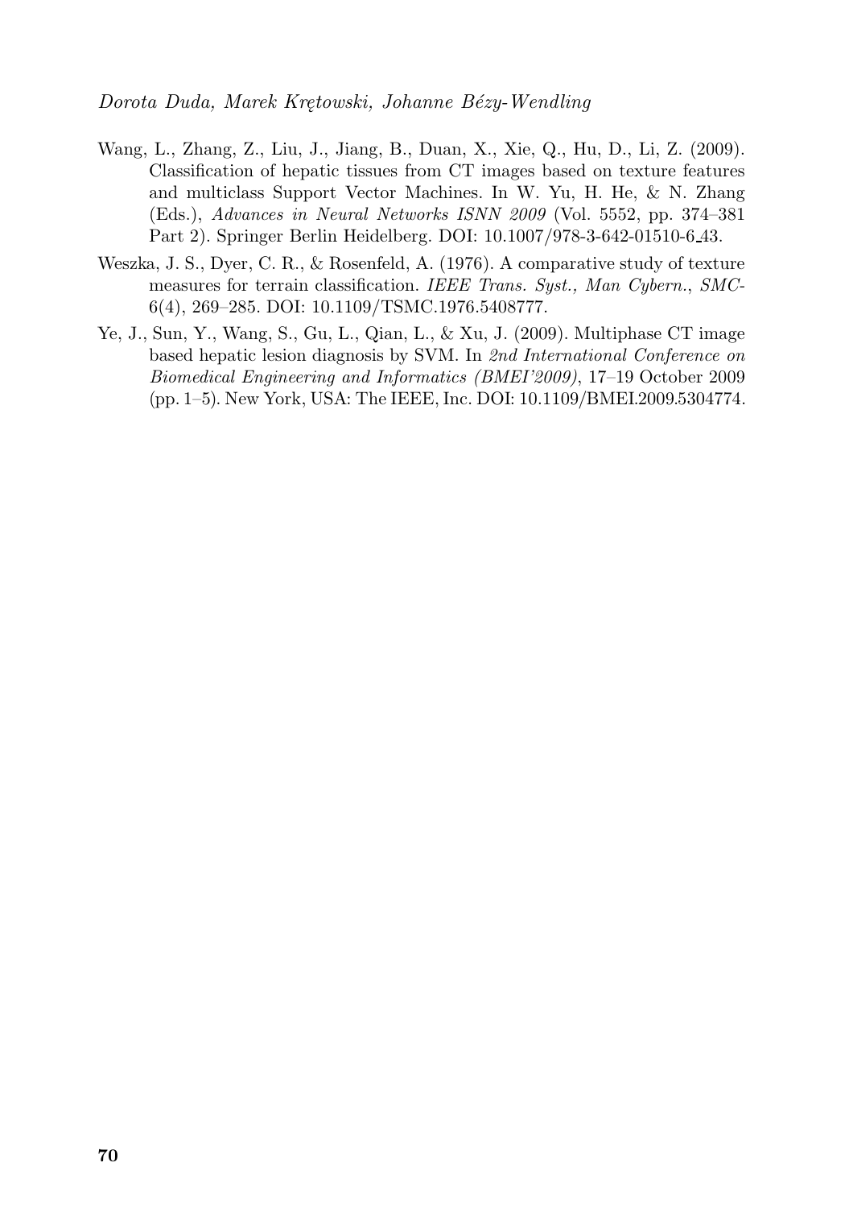Wang, L., Zhang, Z., Liu, J., Jiang, B., Duan, X., Xie, Q., Hu, D., Li, Z. (2009). Classification of hepatic tissues from CT images based on texture features and multiclass Support Vector Machines. In W. Yu, H. He, & N. Zhang (Eds.), *Advances in Neural Networks ISNN 2009* (Vol. 5552, pp. 374–381 Part 2). Springer Berlin Heidelberg. DOI: 10.1007/978-3-642-01510-6_43.

Weszka, J. S., Dyer, C. R., & Rosenfeld, A. (1976). A comparative study of texture measures for terrain classification. *IEEE Trans. Syst., Man Cybern.*, *SMC*-6(4), 269–285. DOI: 10.1109/TSMC.1976.5408777.

Ye, J., Sun, Y., Wang, S., Gu, L., Qian, L., & Xu, J. (2009). Multiphase CT image based hepatic lesion diagnosis by SVM. In *2nd International Conference on Biomedical Engineering and Informatics (BMEI'2009)*, 17–19 October 2009 (pp. 1–5). New York, USA: The IEEE, Inc. DOI: 10.1109/BMEI.2009.5304774.